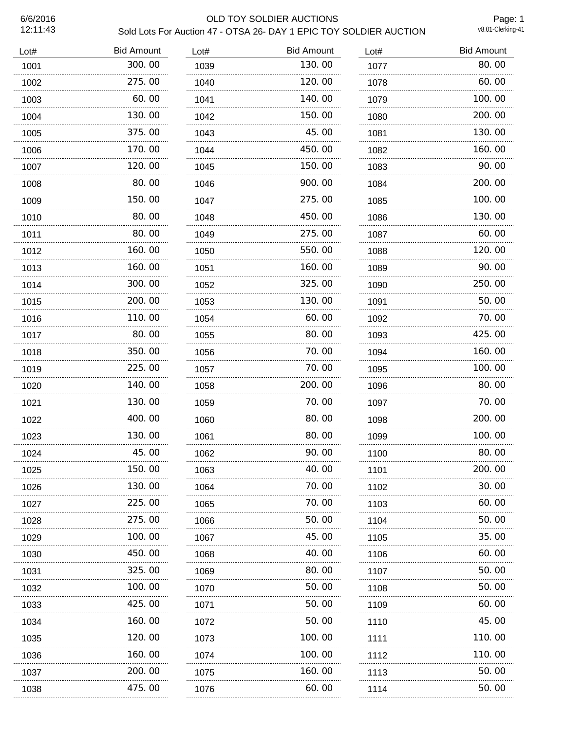# OLD TOY SOLDIER AUCTIONS

## Sold Lots For Auction 47 - OTSA 26- DAY 1 EPIC TOY SOLDIER AUCTION

6/6/2016
12:11:43

v8.01-Clerking-41

| Lot# | Bid Amount |
|---|---|
| 1001 | 300.00 |
| 1002 | 275.00 |
| 1003 | 60.00 |
| 1004 | 130.00 |
| 1005 | 375.00 |
| 1006 | 170.00 |
| 1007 | 120.00 |
| 1008 | 80.00 |
| 1009 | 150.00 |
| 1010 | 80.00 |
| 1011 | 80.00 |
| 1012 | 160.00 |
| 1013 | 160.00 |
| 1014 | 300.00 |
| 1015 | 200.00 |
| 1016 | 110.00 |
| 1017 | 80.00 |
| 1018 | 350.00 |
| 1019 | 225.00 |
| 1020 | 140.00 |
| 1021 | 130.00 |
| 1022 | 400.00 |
| 1023 | 130.00 |
| 1024 | 45.00 |
| 1025 | 150.00 |
| 1026 | 130.00 |
| 1027 | 225.00 |
| 1028 | 275.00 |
| 1029 | 100.00 |
| 1030 | 450.00 |
| 1031 | 325.00 |
| 1032 | 100.00 |
| 1033 | 425.00 |
| 1034 | 160.00 |
| 1035 | 120.00 |
| 1036 | 160.00 |
| 1037 | 200.00 |
| 1038 | 475.00 |
| 1039 | 130.00 |
| 1040 | 120.00 |
| 1041 | 140.00 |
| 1042 | 150.00 |
| 1043 | 45.00 |
| 1044 | 450.00 |
| 1045 | 150.00 |
| 1046 | 900.00 |
| 1047 | 275.00 |
| 1048 | 450.00 |
| 1049 | 275.00 |
| 1050 | 550.00 |
| 1051 | 160.00 |
| 1052 | 325.00 |
| 1053 | 130.00 |
| 1054 | 60.00 |
| 1055 | 80.00 |
| 1056 | 70.00 |
| 1057 | 70.00 |
| 1058 | 200.00 |
| 1059 | 70.00 |
| 1060 | 80.00 |
| 1061 | 80.00 |
| 1062 | 90.00 |
| 1063 | 40.00 |
| 1064 | 70.00 |
| 1065 | 70.00 |
| 1066 | 50.00 |
| 1067 | 45.00 |
| 1068 | 40.00 |
| 1069 | 80.00 |
| 1070 | 50.00 |
| 1071 | 50.00 |
| 1072 | 50.00 |
| 1073 | 100.00 |
| 1074 | 100.00 |
| 1075 | 160.00 |
| 1076 | 60.00 |
| 1077 | 80.00 |
| 1078 | 60.00 |
| 1079 | 100.00 |
| 1080 | 200.00 |
| 1081 | 130.00 |
| 1082 | 160.00 |
| 1083 | 90.00 |
| 1084 | 200.00 |
| 1085 | 100.00 |
| 1086 | 130.00 |
| 1087 | 60.00 |
| 1088 | 120.00 |
| 1089 | 90.00 |
| 1090 | 250.00 |
| 1091 | 50.00 |
| 1092 | 70.00 |
| 1093 | 425.00 |
| 1094 | 160.00 |
| 1095 | 100.00 |
| 1096 | 80.00 |
| 1097 | 70.00 |
| 1098 | 200.00 |
| 1099 | 100.00 |
| 1100 | 80.00 |
| 1101 | 200.00 |
| 1102 | 30.00 |
| 1103 | 60.00 |
| 1104 | 50.00 |
| 1105 | 35.00 |
| 1106 | 60.00 |
| 1107 | 50.00 |
| 1108 | 50.00 |
| 1109 | 60.00 |
| 1110 | 45.00 |
| 1111 | 110.00 |
| 1112 | 110.00 |
| 1113 | 50.00 |
| 1114 | 50.00 |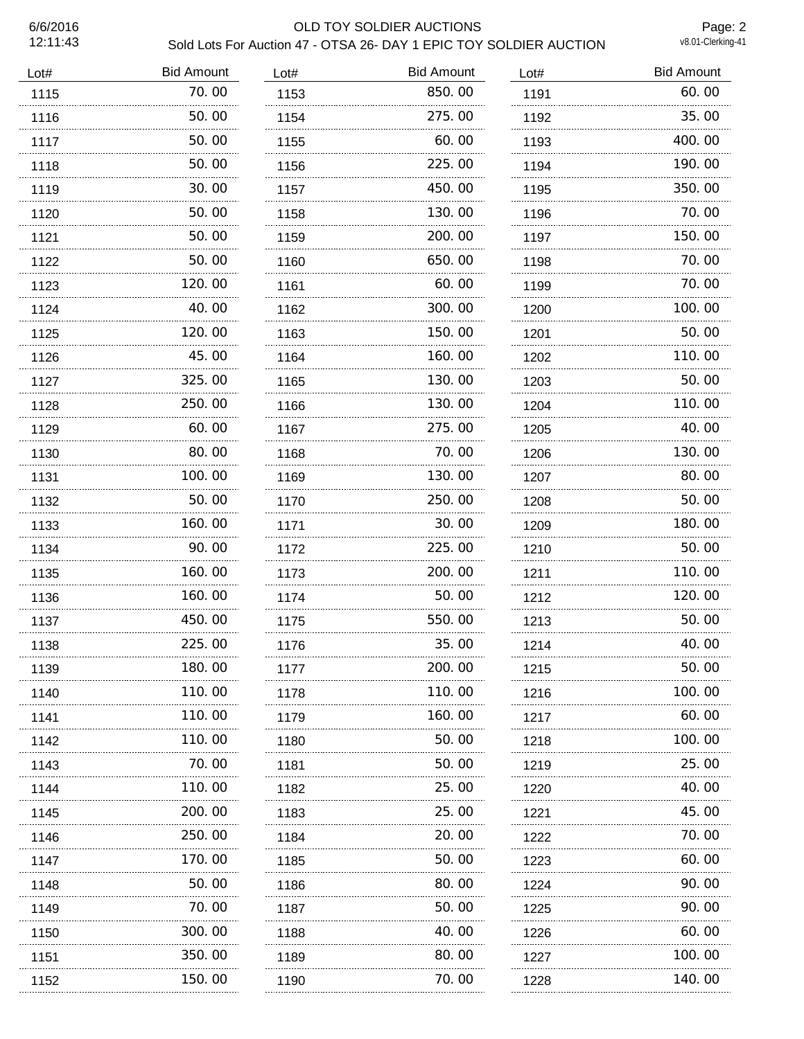| Lot# | Bid Amount | Lot# | Bid Amount | Lot# | Bid Amount |
|---|---|---|---|---|---|
| 1115 | 70.00 | 1153 | 850.00 | 1191 | 60.00 |
| 1116 | 50.00 | 1154 | 275.00 | 1192 | 35.00 |
| 1117 | 50.00 | 1155 | 60.00 | 1193 | 400.00 |
| 1118 | 50.00 | 1156 | 225.00 | 1194 | 190.00 |
| 1119 | 30.00 | 1157 | 450.00 | 1195 | 350.00 |
| 1120 | 50.00 | 1158 | 130.00 | 1196 | 70.00 |
| 1121 | 50.00 | 1159 | 200.00 | 1197 | 150.00 |
| 1122 | 50.00 | 1160 | 650.00 | 1198 | 70.00 |
| 1123 | 120.00 | 1161 | 60.00 | 1199 | 70.00 |
| 1124 | 40.00 | 1162 | 300.00 | 1200 | 100.00 |
| 1125 | 120.00 | 1163 | 150.00 | 1201 | 50.00 |
| 1126 | 45.00 | 1164 | 160.00 | 1202 | 110.00 |
| 1127 | 325.00 | 1165 | 130.00 | 1203 | 50.00 |
| 1128 | 250.00 | 1166 | 130.00 | 1204 | 110.00 |
| 1129 | 60.00 | 1167 | 275.00 | 1205 | 40.00 |
| 1130 | 80.00 | 1168 | 70.00 | 1206 | 130.00 |
| 1131 | 100.00 | 1169 | 130.00 | 1207 | 80.00 |
| 1132 | 50.00 | 1170 | 250.00 | 1208 | 50.00 |
| 1133 | 160.00 | 1171 | 30.00 | 1209 | 180.00 |
| 1134 | 90.00 | 1172 | 225.00 | 1210 | 50.00 |
| 1135 | 160.00 | 1173 | 200.00 | 1211 | 110.00 |
| 1136 | 160.00 | 1174 | 50.00 | 1212 | 120.00 |
| 1137 | 450.00 | 1175 | 550.00 | 1213 | 50.00 |
| 1138 | 225.00 | 1176 | 35.00 | 1214 | 40.00 |
| 1139 | 180.00 | 1177 | 200.00 | 1215 | 50.00 |
| 1140 | 110.00 | 1178 | 110.00 | 1216 | 100.00 |
| 1141 | 110.00 | 1179 | 160.00 | 1217 | 60.00 |
| 1142 | 110.00 | 1180 | 50.00 | 1218 | 100.00 |
| 1143 | 70.00 | 1181 | 50.00 | 1219 | 25.00 |
| 1144 | 110.00 | 1182 | 25.00 | 1220 | 40.00 |
| 1145 | 200.00 | 1183 | 25.00 | 1221 | 45.00 |
| 1146 | 250.00 | 1184 | 20.00 | 1222 | 70.00 |
| 1147 | 170.00 | 1185 | 50.00 | 1223 | 60.00 |
| 1148 | 50.00 | 1186 | 80.00 | 1224 | 90.00 |
| 1149 | 70.00 | 1187 | 50.00 | 1225 | 90.00 |
| 1150 | 300.00 | 1188 | 40.00 | 1226 | 60.00 |
| 1151 | 350.00 | 1189 | 80.00 | 1227 | 100.00 |
| 1152 | 150.00 | 1190 | 70.00 | 1228 | 140.00 |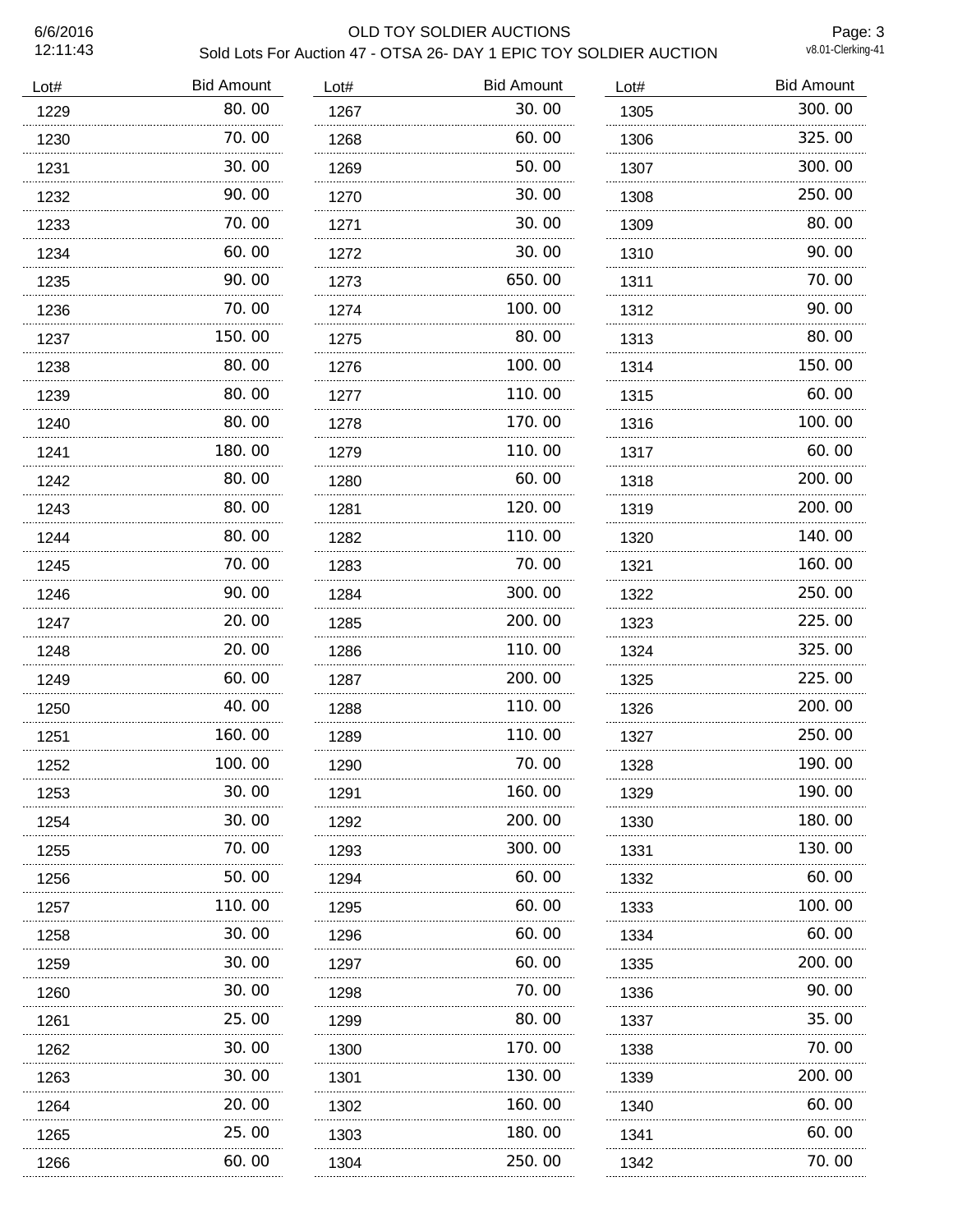# OLD TOY SOLDIER AUCTIONS

## Sold Lots For Auction 47 - OTSA 26- DAY 1 EPIC TOY SOLDIER AUCTION

| Lot# | Bid Amount |
|---|---|
| 1229 | 80. 00 |
| 1230 | 70. 00 |
| 1231 | 30. 00 |
| 1232 | 90. 00 |
| 1233 | 70. 00 |
| 1234 | 60. 00 |
| 1235 | 90. 00 |
| 1236 | 70. 00 |
| 1237 | 150. 00 |
| 1238 | 80. 00 |
| 1239 | 80. 00 |
| 1240 | 80. 00 |
| 1241 | 180. 00 |
| 1242 | 80. 00 |
| 1243 | 80. 00 |
| 1244 | 80. 00 |
| 1245 | 70. 00 |
| 1246 | 90. 00 |
| 1247 | 20. 00 |
| 1248 | 20. 00 |
| 1249 | 60. 00 |
| 1250 | 40. 00 |
| 1251 | 160. 00 |
| 1252 | 100. 00 |
| 1253 | 30. 00 |
| 1254 | 30. 00 |
| 1255 | 70. 00 |
| 1256 | 50. 00 |
| 1257 | 110. 00 |
| 1258 | 30. 00 |
| 1259 | 30. 00 |
| 1260 | 30. 00 |
| 1261 | 25. 00 |
| 1262 | 30. 00 |
| 1263 | 30. 00 |
| 1264 | 20. 00 |
| 1265 | 25. 00 |
| 1266 | 60. 00 |
| 1267 | 30. 00 |
| 1268 | 60. 00 |
| 1269 | 50. 00 |
| 1270 | 30. 00 |
| 1271 | 30. 00 |
| 1272 | 30. 00 |
| 1273 | 650. 00 |
| 1274 | 100. 00 |
| 1275 | 80. 00 |
| 1276 | 100. 00 |
| 1277 | 110. 00 |
| 1278 | 170. 00 |
| 1279 | 110. 00 |
| 1280 | 60. 00 |
| 1281 | 120. 00 |
| 1282 | 110. 00 |
| 1283 | 70. 00 |
| 1284 | 300. 00 |
| 1285 | 200. 00 |
| 1286 | 110. 00 |
| 1287 | 200. 00 |
| 1288 | 110. 00 |
| 1289 | 110. 00 |
| 1290 | 70. 00 |
| 1291 | 160. 00 |
| 1292 | 200. 00 |
| 1293 | 300. 00 |
| 1294 | 60. 00 |
| 1295 | 60. 00 |
| 1296 | 60. 00 |
| 1297 | 60. 00 |
| 1298 | 70. 00 |
| 1299 | 80. 00 |
| 1300 | 170. 00 |
| 1301 | 130. 00 |
| 1302 | 160. 00 |
| 1303 | 180. 00 |
| 1304 | 250. 00 |
| 1305 | 300. 00 |
| 1306 | 325. 00 |
| 1307 | 300. 00 |
| 1308 | 250. 00 |
| 1309 | 80. 00 |
| 1310 | 90. 00 |
| 1311 | 70. 00 |
| 1312 | 90. 00 |
| 1313 | 80. 00 |
| 1314 | 150. 00 |
| 1315 | 60. 00 |
| 1316 | 100. 00 |
| 1317 | 60. 00 |
| 1318 | 200. 00 |
| 1319 | 200. 00 |
| 1320 | 140. 00 |
| 1321 | 160. 00 |
| 1322 | 250. 00 |
| 1323 | 225. 00 |
| 1324 | 325. 00 |
| 1325 | 225. 00 |
| 1326 | 200. 00 |
| 1327 | 250. 00 |
| 1328 | 190. 00 |
| 1329 | 190. 00 |
| 1330 | 180. 00 |
| 1331 | 130. 00 |
| 1332 | 60. 00 |
| 1333 | 100. 00 |
| 1334 | 60. 00 |
| 1335 | 200. 00 |
| 1336 | 90. 00 |
| 1337 | 35. 00 |
| 1338 | 70. 00 |
| 1339 | 200. 00 |
| 1340 | 60. 00 |
| 1341 | 60. 00 |
| 1342 | 70. 00 |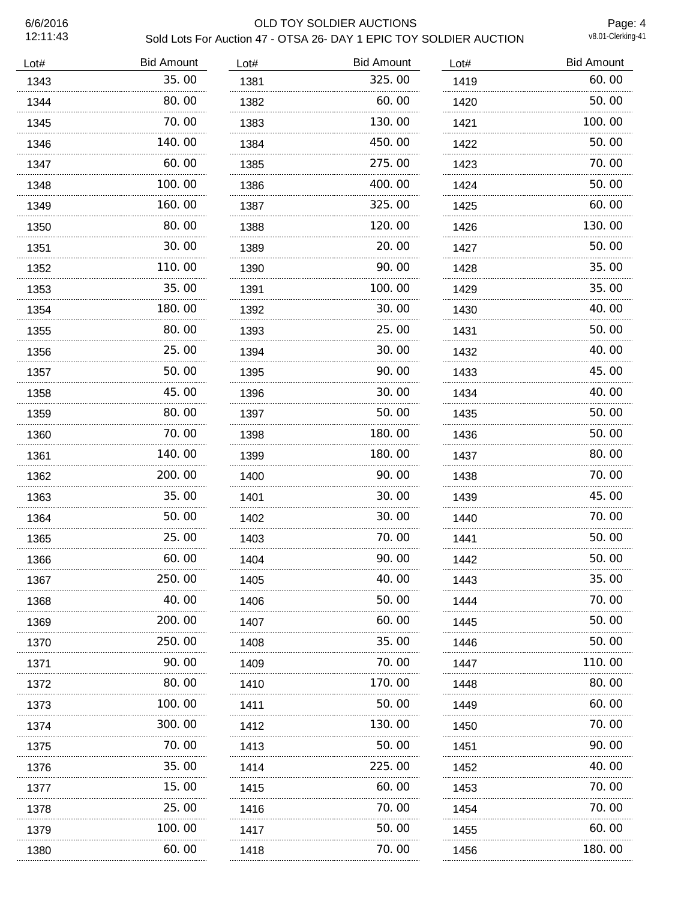# OLD TOY SOLDIER AUCTIONS

Sold Lots For Auction 47 - OTSA 26- DAY 1 EPIC TOY SOLDIER AUCTION

6/6/2016 12:11:43

v8.01-Clerking-41

| Lot# | Bid Amount |
|---|---|
| 1343 | 35.00 |
| 1344 | 80.00 |
| 1345 | 70.00 |
| 1346 | 140.00 |
| 1347 | 60.00 |
| 1348 | 100.00 |
| 1349 | 160.00 |
| 1350 | 80.00 |
| 1351 | 30.00 |
| 1352 | 110.00 |
| 1353 | 35.00 |
| 1354 | 180.00 |
| 1355 | 80.00 |
| 1356 | 25.00 |
| 1357 | 50.00 |
| 1358 | 45.00 |
| 1359 | 80.00 |
| 1360 | 70.00 |
| 1361 | 140.00 |
| 1362 | 200.00 |
| 1363 | 35.00 |
| 1364 | 50.00 |
| 1365 | 25.00 |
| 1366 | 60.00 |
| 1367 | 250.00 |
| 1368 | 40.00 |
| 1369 | 200.00 |
| 1370 | 250.00 |
| 1371 | 90.00 |
| 1372 | 80.00 |
| 1373 | 100.00 |
| 1374 | 300.00 |
| 1375 | 70.00 |
| 1376 | 35.00 |
| 1377 | 15.00 |
| 1378 | 25.00 |
| 1379 | 100.00 |
| 1380 | 60.00 |
| 1381 | 325.00 |
| 1382 | 60.00 |
| 1383 | 130.00 |
| 1384 | 450.00 |
| 1385 | 275.00 |
| 1386 | 400.00 |
| 1387 | 325.00 |
| 1388 | 120.00 |
| 1389 | 20.00 |
| 1390 | 90.00 |
| 1391 | 100.00 |
| 1392 | 30.00 |
| 1393 | 25.00 |
| 1394 | 30.00 |
| 1395 | 90.00 |
| 1396 | 30.00 |
| 1397 | 50.00 |
| 1398 | 180.00 |
| 1399 | 180.00 |
| 1400 | 90.00 |
| 1401 | 30.00 |
| 1402 | 30.00 |
| 1403 | 70.00 |
| 1404 | 90.00 |
| 1405 | 40.00 |
| 1406 | 50.00 |
| 1407 | 60.00 |
| 1408 | 35.00 |
| 1409 | 70.00 |
| 1410 | 170.00 |
| 1411 | 50.00 |
| 1412 | 130.00 |
| 1413 | 50.00 |
| 1414 | 225.00 |
| 1415 | 60.00 |
| 1416 | 70.00 |
| 1417 | 50.00 |
| 1418 | 70.00 |
| 1419 | 60.00 |
| 1420 | 50.00 |
| 1421 | 100.00 |
| 1422 | 50.00 |
| 1423 | 70.00 |
| 1424 | 50.00 |
| 1425 | 60.00 |
| 1426 | 130.00 |
| 1427 | 50.00 |
| 1428 | 35.00 |
| 1429 | 35.00 |
| 1430 | 40.00 |
| 1431 | 50.00 |
| 1432 | 40.00 |
| 1433 | 45.00 |
| 1434 | 40.00 |
| 1435 | 50.00 |
| 1436 | 50.00 |
| 1437 | 80.00 |
| 1438 | 70.00 |
| 1439 | 45.00 |
| 1440 | 70.00 |
| 1441 | 50.00 |
| 1442 | 50.00 |
| 1443 | 35.00 |
| 1444 | 70.00 |
| 1445 | 50.00 |
| 1446 | 50.00 |
| 1447 | 110.00 |
| 1448 | 80.00 |
| 1449 | 60.00 |
| 1450 | 70.00 |
| 1451 | 90.00 |
| 1452 | 40.00 |
| 1453 | 70.00 |
| 1454 | 70.00 |
| 1455 | 60.00 |
| 1456 | 180.00 |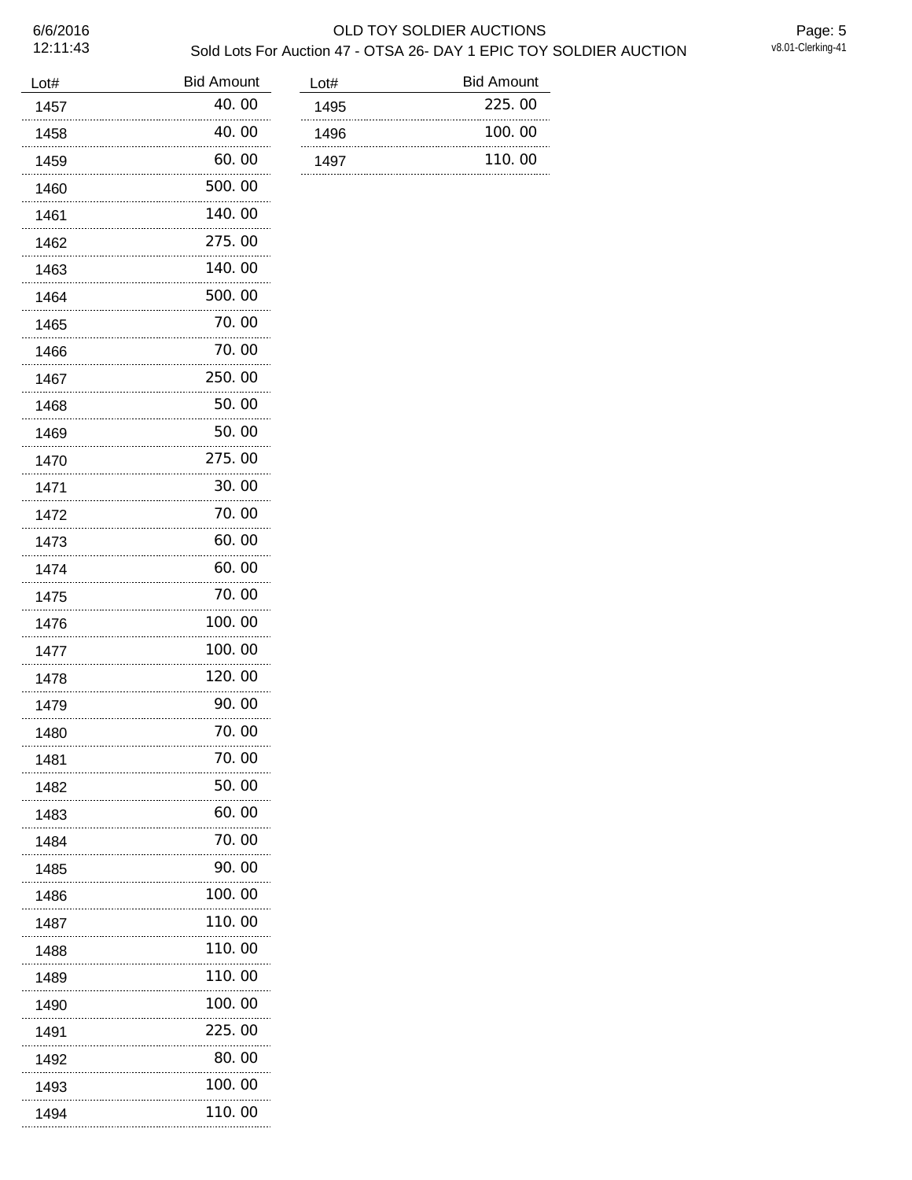| Lot# | Bid Amount |
|---|---|
| 1457 | 40.00 |
| 1458 | 40.00 |
| 1459 | 60.00 |
| 1460 | 500.00 |
| 1461 | 140.00 |
| 1462 | 275.00 |
| 1463 | 140.00 |
| 1464 | 500.00 |
| 1465 | 70.00 |
| 1466 | 70.00 |
| 1467 | 250.00 |
| 1468 | 50.00 |
| 1469 | 50.00 |
| 1470 | 275.00 |
| 1471 | 30.00 |
| 1472 | 70.00 |
| 1473 | 60.00 |
| 1474 | 60.00 |
| 1475 | 70.00 |
| 1476 | 100.00 |
| 1477 | 100.00 |
| 1478 | 120.00 |
| 1479 | 90.00 |
| 1480 | 70.00 |
| 1481 | 70.00 |
| 1482 | 50.00 |
| 1483 | 60.00 |
| 1484 | 70.00 |
| 1485 | 90.00 |
| 1486 | 100.00 |
| 1487 | 110.00 |
| 1488 | 110.00 |
| 1489 | 110.00 |
| 1490 | 100.00 |
| 1491 | 225.00 |
| 1492 | 80.00 |
| 1493 | 100.00 |
| 1494 | 110.00 |
| 1495 | 225.00 |
| 1496 | 100.00 |
| 1497 | 110.00 |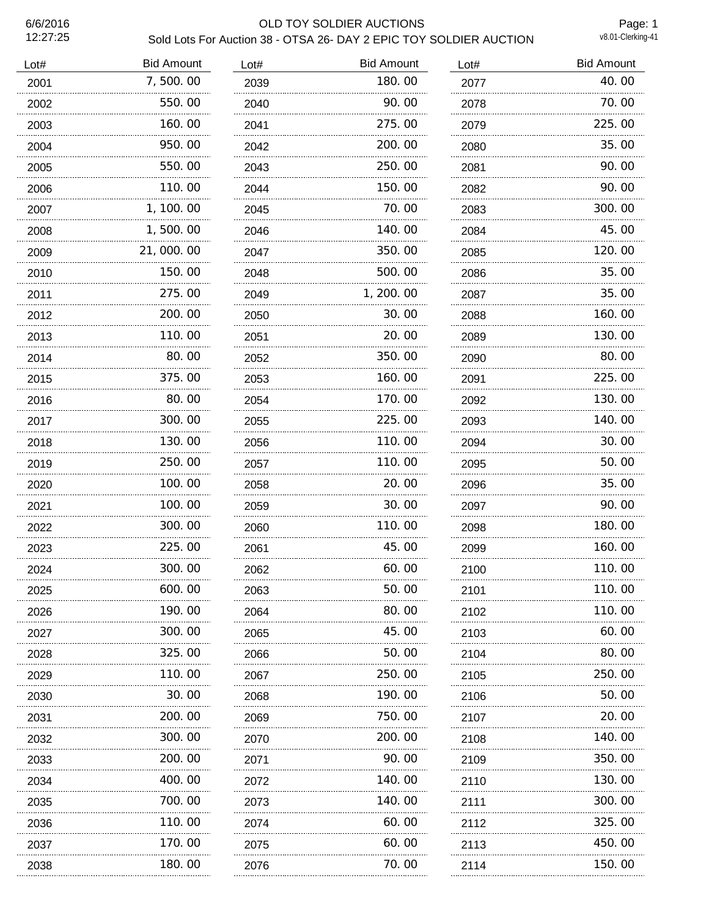OLD TOY SOLDIER AUCTIONS

Sold Lots For Auction 38 - OTSA 26- DAY 2 EPIC TOY SOLDIER AUCTION

6/6/2016 12:27:25

v8.01-Clerking-41

| Lot# | Bid Amount |
|---|---|
| 2001 | 7,500.00 |
| 2002 | 550.00 |
| 2003 | 160.00 |
| 2004 | 950.00 |
| 2005 | 550.00 |
| 2006 | 110.00 |
| 2007 | 1,100.00 |
| 2008 | 1,500.00 |
| 2009 | 21,000.00 |
| 2010 | 150.00 |
| 2011 | 275.00 |
| 2012 | 200.00 |
| 2013 | 110.00 |
| 2014 | 80.00 |
| 2015 | 375.00 |
| 2016 | 80.00 |
| 2017 | 300.00 |
| 2018 | 130.00 |
| 2019 | 250.00 |
| 2020 | 100.00 |
| 2021 | 100.00 |
| 2022 | 300.00 |
| 2023 | 225.00 |
| 2024 | 300.00 |
| 2025 | 600.00 |
| 2026 | 190.00 |
| 2027 | 300.00 |
| 2028 | 325.00 |
| 2029 | 110.00 |
| 2030 | 30.00 |
| 2031 | 200.00 |
| 2032 | 300.00 |
| 2033 | 200.00 |
| 2034 | 400.00 |
| 2035 | 700.00 |
| 2036 | 110.00 |
| 2037 | 170.00 |
| 2038 | 180.00 |
| 2039 | 180.00 |
| 2040 | 90.00 |
| 2041 | 275.00 |
| 2042 | 200.00 |
| 2043 | 250.00 |
| 2044 | 150.00 |
| 2045 | 70.00 |
| 2046 | 140.00 |
| 2047 | 350.00 |
| 2048 | 500.00 |
| 2049 | 1,200.00 |
| 2050 | 30.00 |
| 2051 | 20.00 |
| 2052 | 350.00 |
| 2053 | 160.00 |
| 2054 | 170.00 |
| 2055 | 225.00 |
| 2056 | 110.00 |
| 2057 | 110.00 |
| 2058 | 20.00 |
| 2059 | 30.00 |
| 2060 | 110.00 |
| 2061 | 45.00 |
| 2062 | 60.00 |
| 2063 | 50.00 |
| 2064 | 80.00 |
| 2065 | 45.00 |
| 2066 | 50.00 |
| 2067 | 250.00 |
| 2068 | 190.00 |
| 2069 | 750.00 |
| 2070 | 200.00 |
| 2071 | 90.00 |
| 2072 | 140.00 |
| 2073 | 140.00 |
| 2074 | 60.00 |
| 2075 | 60.00 |
| 2076 | 70.00 |
| 2077 | 40.00 |
| 2078 | 70.00 |
| 2079 | 225.00 |
| 2080 | 35.00 |
| 2081 | 90.00 |
| 2082 | 90.00 |
| 2083 | 300.00 |
| 2084 | 45.00 |
| 2085 | 120.00 |
| 2086 | 35.00 |
| 2087 | 35.00 |
| 2088 | 160.00 |
| 2089 | 130.00 |
| 2090 | 80.00 |
| 2091 | 225.00 |
| 2092 | 130.00 |
| 2093 | 140.00 |
| 2094 | 30.00 |
| 2095 | 50.00 |
| 2096 | 35.00 |
| 2097 | 90.00 |
| 2098 | 180.00 |
| 2099 | 160.00 |
| 2100 | 110.00 |
| 2101 | 110.00 |
| 2102 | 110.00 |
| 2103 | 60.00 |
| 2104 | 80.00 |
| 2105 | 250.00 |
| 2106 | 50.00 |
| 2107 | 20.00 |
| 2108 | 140.00 |
| 2109 | 350.00 |
| 2110 | 130.00 |
| 2111 | 300.00 |
| 2112 | 325.00 |
| 2113 | 450.00 |
| 2114 | 150.00 |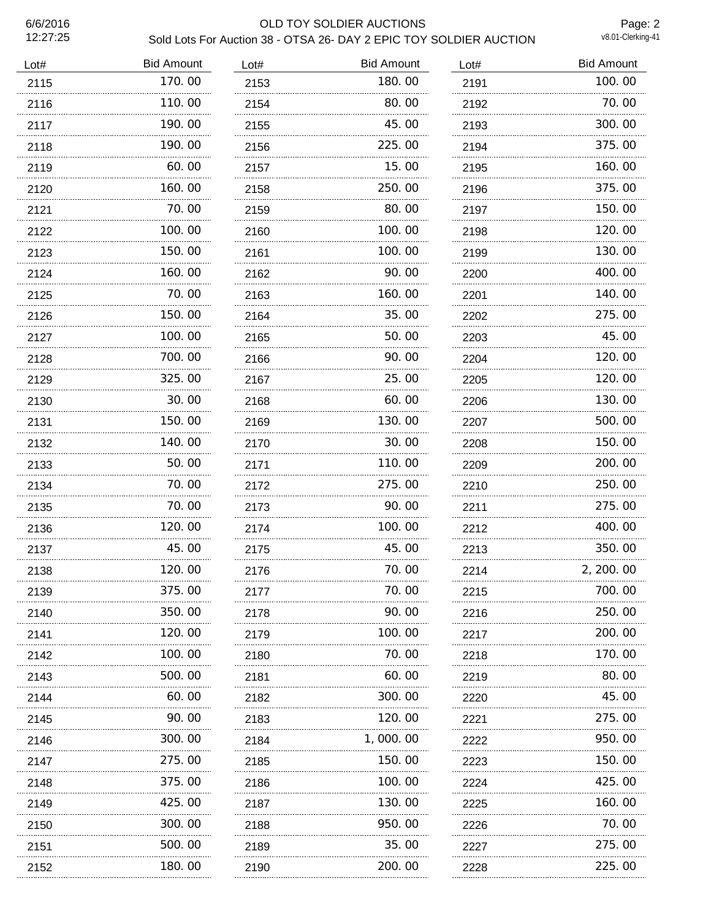# OLD TOY SOLDIER AUCTIONS

## Sold Lots For Auction 38 - OTSA 26- DAY 2 EPIC TOY SOLDIER AUCTION

6/6/2016
12:27:25

v8.01-Clerking-41

| Lot# | Bid Amount |
|---|---|
| 2115 | 170.00 |
| 2116 | 110.00 |
| 2117 | 190.00 |
| 2118 | 190.00 |
| 2119 | 60.00 |
| 2120 | 160.00 |
| 2121 | 70.00 |
| 2122 | 100.00 |
| 2123 | 150.00 |
| 2124 | 160.00 |
| 2125 | 70.00 |
| 2126 | 150.00 |
| 2127 | 100.00 |
| 2128 | 700.00 |
| 2129 | 325.00 |
| 2130 | 30.00 |
| 2131 | 150.00 |
| 2132 | 140.00 |
| 2133 | 50.00 |
| 2134 | 70.00 |
| 2135 | 70.00 |
| 2136 | 120.00 |
| 2137 | 45.00 |
| 2138 | 120.00 |
| 2139 | 375.00 |
| 2140 | 350.00 |
| 2141 | 120.00 |
| 2142 | 100.00 |
| 2143 | 500.00 |
| 2144 | 60.00 |
| 2145 | 90.00 |
| 2146 | 300.00 |
| 2147 | 275.00 |
| 2148 | 375.00 |
| 2149 | 425.00 |
| 2150 | 300.00 |
| 2151 | 500.00 |
| 2152 | 180.00 |
| 2153 | 180.00 |
| 2154 | 80.00 |
| 2155 | 45.00 |
| 2156 | 225.00 |
| 2157 | 15.00 |
| 2158 | 250.00 |
| 2159 | 80.00 |
| 2160 | 100.00 |
| 2161 | 100.00 |
| 2162 | 90.00 |
| 2163 | 160.00 |
| 2164 | 35.00 |
| 2165 | 50.00 |
| 2166 | 90.00 |
| 2167 | 25.00 |
| 2168 | 60.00 |
| 2169 | 130.00 |
| 2170 | 30.00 |
| 2171 | 110.00 |
| 2172 | 275.00 |
| 2173 | 90.00 |
| 2174 | 100.00 |
| 2175 | 45.00 |
| 2176 | 70.00 |
| 2177 | 70.00 |
| 2178 | 90.00 |
| 2179 | 100.00 |
| 2180 | 70.00 |
| 2181 | 60.00 |
| 2182 | 300.00 |
| 2183 | 120.00 |
| 2184 | 1,000.00 |
| 2185 | 150.00 |
| 2186 | 100.00 |
| 2187 | 130.00 |
| 2188 | 950.00 |
| 2189 | 35.00 |
| 2190 | 200.00 |
| 2191 | 100.00 |
| 2192 | 70.00 |
| 2193 | 300.00 |
| 2194 | 375.00 |
| 2195 | 160.00 |
| 2196 | 375.00 |
| 2197 | 150.00 |
| 2198 | 120.00 |
| 2199 | 130.00 |
| 2200 | 400.00 |
| 2201 | 140.00 |
| 2202 | 275.00 |
| 2203 | 45.00 |
| 2204 | 120.00 |
| 2205 | 120.00 |
| 2206 | 130.00 |
| 2207 | 500.00 |
| 2208 | 150.00 |
| 2209 | 200.00 |
| 2210 | 250.00 |
| 2211 | 275.00 |
| 2212 | 400.00 |
| 2213 | 350.00 |
| 2214 | 2,200.00 |
| 2215 | 700.00 |
| 2216 | 250.00 |
| 2217 | 200.00 |
| 2218 | 170.00 |
| 2219 | 80.00 |
| 2220 | 45.00 |
| 2221 | 275.00 |
| 2222 | 950.00 |
| 2223 | 150.00 |
| 2224 | 425.00 |
| 2225 | 160.00 |
| 2226 | 70.00 |
| 2227 | 275.00 |
| 2228 | 225.00 |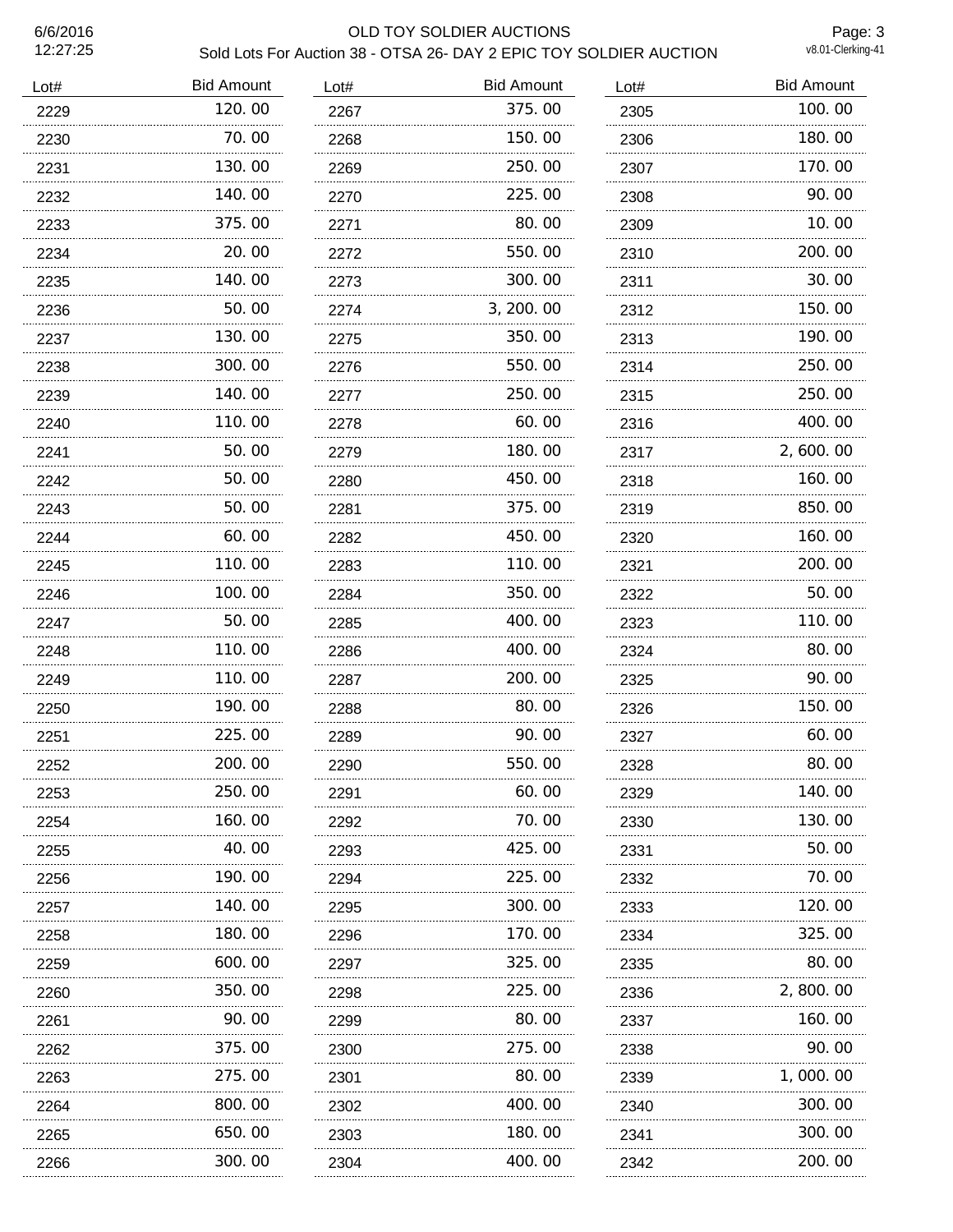# OLD TOY SOLDIER AUCTIONS

## Sold Lots For Auction 38 - OTSA 26- DAY 2 EPIC TOY SOLDIER AUCTION

6/6/2016 12:27:25

v8.01-Clerking-41

| Lot# | Bid Amount |
|---|---|
| 2229 | 120.00 |
| 2230 | 70.00 |
| 2231 | 130.00 |
| 2232 | 140.00 |
| 2233 | 375.00 |
| 2234 | 20.00 |
| 2235 | 140.00 |
| 2236 | 50.00 |
| 2237 | 130.00 |
| 2238 | 300.00 |
| 2239 | 140.00 |
| 2240 | 110.00 |
| 2241 | 50.00 |
| 2242 | 50.00 |
| 2243 | 50.00 |
| 2244 | 60.00 |
| 2245 | 110.00 |
| 2246 | 100.00 |
| 2247 | 50.00 |
| 2248 | 110.00 |
| 2249 | 110.00 |
| 2250 | 190.00 |
| 2251 | 225.00 |
| 2252 | 200.00 |
| 2253 | 250.00 |
| 2254 | 160.00 |
| 2255 | 40.00 |
| 2256 | 190.00 |
| 2257 | 140.00 |
| 2258 | 180.00 |
| 2259 | 600.00 |
| 2260 | 350.00 |
| 2261 | 90.00 |
| 2262 | 375.00 |
| 2263 | 275.00 |
| 2264 | 800.00 |
| 2265 | 650.00 |
| 2266 | 300.00 |
| 2267 | 375.00 |
| 2268 | 150.00 |
| 2269 | 250.00 |
| 2270 | 225.00 |
| 2271 | 80.00 |
| 2272 | 550.00 |
| 2273 | 300.00 |
| 2274 | 3,200.00 |
| 2275 | 350.00 |
| 2276 | 550.00 |
| 2277 | 250.00 |
| 2278 | 60.00 |
| 2279 | 180.00 |
| 2280 | 450.00 |
| 2281 | 375.00 |
| 2282 | 450.00 |
| 2283 | 110.00 |
| 2284 | 350.00 |
| 2285 | 400.00 |
| 2286 | 400.00 |
| 2287 | 200.00 |
| 2288 | 80.00 |
| 2289 | 90.00 |
| 2290 | 550.00 |
| 2291 | 60.00 |
| 2292 | 70.00 |
| 2293 | 425.00 |
| 2294 | 225.00 |
| 2295 | 300.00 |
| 2296 | 170.00 |
| 2297 | 325.00 |
| 2298 | 225.00 |
| 2299 | 80.00 |
| 2300 | 275.00 |
| 2301 | 80.00 |
| 2302 | 400.00 |
| 2303 | 180.00 |
| 2304 | 400.00 |
| 2305 | 100.00 |
| 2306 | 180.00 |
| 2307 | 170.00 |
| 2308 | 90.00 |
| 2309 | 10.00 |
| 2310 | 200.00 |
| 2311 | 30.00 |
| 2312 | 150.00 |
| 2313 | 190.00 |
| 2314 | 250.00 |
| 2315 | 250.00 |
| 2316 | 400.00 |
| 2317 | 2,600.00 |
| 2318 | 160.00 |
| 2319 | 850.00 |
| 2320 | 160.00 |
| 2321 | 200.00 |
| 2322 | 50.00 |
| 2323 | 110.00 |
| 2324 | 80.00 |
| 2325 | 90.00 |
| 2326 | 150.00 |
| 2327 | 60.00 |
| 2328 | 80.00 |
| 2329 | 140.00 |
| 2330 | 130.00 |
| 2331 | 50.00 |
| 2332 | 70.00 |
| 2333 | 120.00 |
| 2334 | 325.00 |
| 2335 | 80.00 |
| 2336 | 2,800.00 |
| 2337 | 160.00 |
| 2338 | 90.00 |
| 2339 | 1,000.00 |
| 2340 | 300.00 |
| 2341 | 300.00 |
| 2342 | 200.00 |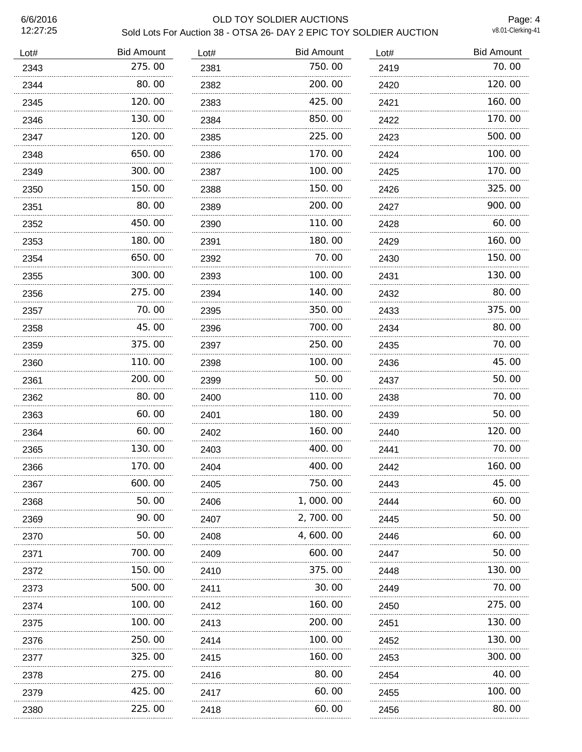# OLD TOY SOLDIER AUCTIONS

## Sold Lots For Auction 38 - OTSA 26- DAY 2 EPIC TOY SOLDIER AUCTION

6/6/2016
12:27:25

v8.01-Clerking-41

| Lot# | Bid Amount |
|---|---|
| 2343 | 275.00 |
| 2344 | 80.00 |
| 2345 | 120.00 |
| 2346 | 130.00 |
| 2347 | 120.00 |
| 2348 | 650.00 |
| 2349 | 300.00 |
| 2350 | 150.00 |
| 2351 | 80.00 |
| 2352 | 450.00 |
| 2353 | 180.00 |
| 2354 | 650.00 |
| 2355 | 300.00 |
| 2356 | 275.00 |
| 2357 | 70.00 |
| 2358 | 45.00 |
| 2359 | 375.00 |
| 2360 | 110.00 |
| 2361 | 200.00 |
| 2362 | 80.00 |
| 2363 | 60.00 |
| 2364 | 60.00 |
| 2365 | 130.00 |
| 2366 | 170.00 |
| 2367 | 600.00 |
| 2368 | 50.00 |
| 2369 | 90.00 |
| 2370 | 50.00 |
| 2371 | 700.00 |
| 2372 | 150.00 |
| 2373 | 500.00 |
| 2374 | 100.00 |
| 2375 | 100.00 |
| 2376 | 250.00 |
| 2377 | 325.00 |
| 2378 | 275.00 |
| 2379 | 425.00 |
| 2380 | 225.00 |
| 2381 | 750.00 |
| 2382 | 200.00 |
| 2383 | 425.00 |
| 2384 | 850.00 |
| 2385 | 225.00 |
| 2386 | 170.00 |
| 2387 | 100.00 |
| 2388 | 150.00 |
| 2389 | 200.00 |
| 2390 | 110.00 |
| 2391 | 180.00 |
| 2392 | 70.00 |
| 2393 | 100.00 |
| 2394 | 140.00 |
| 2395 | 350.00 |
| 2396 | 700.00 |
| 2397 | 250.00 |
| 2398 | 100.00 |
| 2399 | 50.00 |
| 2400 | 110.00 |
| 2401 | 180.00 |
| 2402 | 160.00 |
| 2403 | 400.00 |
| 2404 | 400.00 |
| 2405 | 750.00 |
| 2406 | 1,000.00 |
| 2407 | 2,700.00 |
| 2408 | 4,600.00 |
| 2409 | 600.00 |
| 2410 | 375.00 |
| 2411 | 30.00 |
| 2412 | 160.00 |
| 2413 | 200.00 |
| 2414 | 100.00 |
| 2415 | 160.00 |
| 2416 | 80.00 |
| 2417 | 60.00 |
| 2418 | 60.00 |
| 2419 | 70.00 |
| 2420 | 120.00 |
| 2421 | 160.00 |
| 2422 | 170.00 |
| 2423 | 500.00 |
| 2424 | 100.00 |
| 2425 | 170.00 |
| 2426 | 325.00 |
| 2427 | 900.00 |
| 2428 | 60.00 |
| 2429 | 160.00 |
| 2430 | 150.00 |
| 2431 | 130.00 |
| 2432 | 80.00 |
| 2433 | 375.00 |
| 2434 | 80.00 |
| 2435 | 70.00 |
| 2436 | 45.00 |
| 2437 | 50.00 |
| 2438 | 70.00 |
| 2439 | 50.00 |
| 2440 | 120.00 |
| 2441 | 70.00 |
| 2442 | 160.00 |
| 2443 | 45.00 |
| 2444 | 60.00 |
| 2445 | 50.00 |
| 2446 | 60.00 |
| 2447 | 50.00 |
| 2448 | 130.00 |
| 2449 | 70.00 |
| 2450 | 275.00 |
| 2451 | 130.00 |
| 2452 | 130.00 |
| 2453 | 300.00 |
| 2454 | 40.00 |
| 2455 | 100.00 |
| 2456 | 80.00 |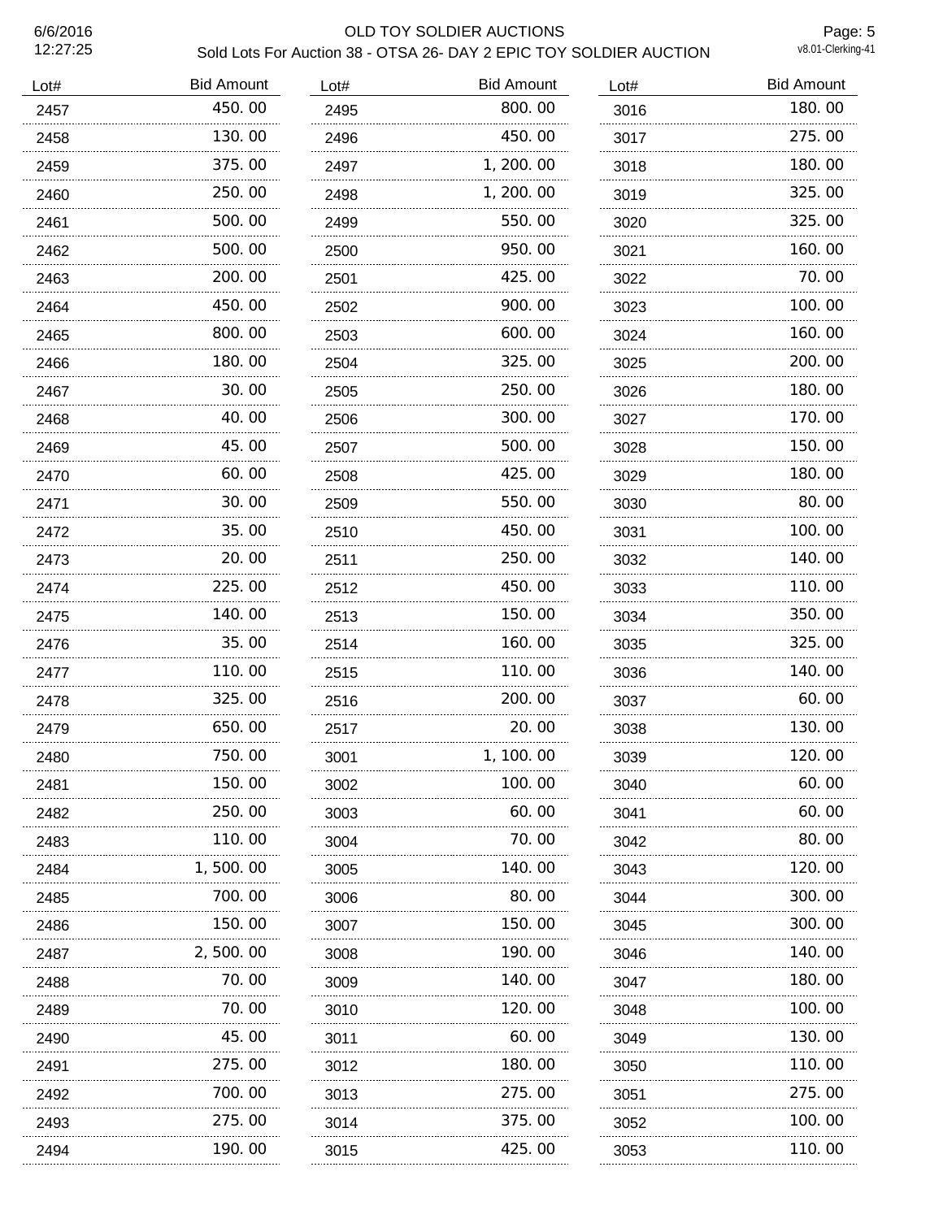# OLD TOY SOLDIER AUCTIONS

## Sold Lots For Auction 38 - OTSA 26- DAY 2 EPIC TOY SOLDIER AUCTION

6/6/2016
12:27:25

Page: 5
v8.01-Clerking-41

| Lot# | Bid Amount |
|---|---|
| 2457 | 450.00 |
| 2458 | 130.00 |
| 2459 | 375.00 |
| 2460 | 250.00 |
| 2461 | 500.00 |
| 2462 | 500.00 |
| 2463 | 200.00 |
| 2464 | 450.00 |
| 2465 | 800.00 |
| 2466 | 180.00 |
| 2467 | 30.00 |
| 2468 | 40.00 |
| 2469 | 45.00 |
| 2470 | 60.00 |
| 2471 | 30.00 |
| 2472 | 35.00 |
| 2473 | 20.00 |
| 2474 | 225.00 |
| 2475 | 140.00 |
| 2476 | 35.00 |
| 2477 | 110.00 |
| 2478 | 325.00 |
| 2479 | 650.00 |
| 2480 | 750.00 |
| 2481 | 150.00 |
| 2482 | 250.00 |
| 2483 | 110.00 |
| 2484 | 1,500.00 |
| 2485 | 700.00 |
| 2486 | 150.00 |
| 2487 | 2,500.00 |
| 2488 | 70.00 |
| 2489 | 70.00 |
| 2490 | 45.00 |
| 2491 | 275.00 |
| 2492 | 700.00 |
| 2493 | 275.00 |
| 2494 | 190.00 |
| 2495 | 800.00 |
| 2496 | 450.00 |
| 2497 | 1,200.00 |
| 2498 | 1,200.00 |
| 2499 | 550.00 |
| 2500 | 950.00 |
| 2501 | 425.00 |
| 2502 | 900.00 |
| 2503 | 600.00 |
| 2504 | 325.00 |
| 2505 | 250.00 |
| 2506 | 300.00 |
| 2507 | 500.00 |
| 2508 | 425.00 |
| 2509 | 550.00 |
| 2510 | 450.00 |
| 2511 | 250.00 |
| 2512 | 450.00 |
| 2513 | 150.00 |
| 2514 | 160.00 |
| 2515 | 110.00 |
| 2516 | 200.00 |
| 2517 | 20.00 |
| 3001 | 1,100.00 |
| 3002 | 100.00 |
| 3003 | 60.00 |
| 3004 | 70.00 |
| 3005 | 140.00 |
| 3006 | 80.00 |
| 3007 | 150.00 |
| 3008 | 190.00 |
| 3009 | 140.00 |
| 3010 | 120.00 |
| 3011 | 60.00 |
| 3012 | 180.00 |
| 3013 | 275.00 |
| 3014 | 375.00 |
| 3015 | 425.00 |
| 3016 | 180.00 |
| 3017 | 275.00 |
| 3018 | 180.00 |
| 3019 | 325.00 |
| 3020 | 325.00 |
| 3021 | 160.00 |
| 3022 | 70.00 |
| 3023 | 100.00 |
| 3024 | 160.00 |
| 3025 | 200.00 |
| 3026 | 180.00 |
| 3027 | 170.00 |
| 3028 | 150.00 |
| 3029 | 180.00 |
| 3030 | 80.00 |
| 3031 | 100.00 |
| 3032 | 140.00 |
| 3033 | 110.00 |
| 3034 | 350.00 |
| 3035 | 325.00 |
| 3036 | 140.00 |
| 3037 | 60.00 |
| 3038 | 130.00 |
| 3039 | 120.00 |
| 3040 | 60.00 |
| 3041 | 60.00 |
| 3042 | 80.00 |
| 3043 | 120.00 |
| 3044 | 300.00 |
| 3045 | 300.00 |
| 3046 | 140.00 |
| 3047 | 180.00 |
| 3048 | 100.00 |
| 3049 | 130.00 |
| 3050 | 110.00 |
| 3051 | 275.00 |
| 3052 | 100.00 |
| 3053 | 110.00 |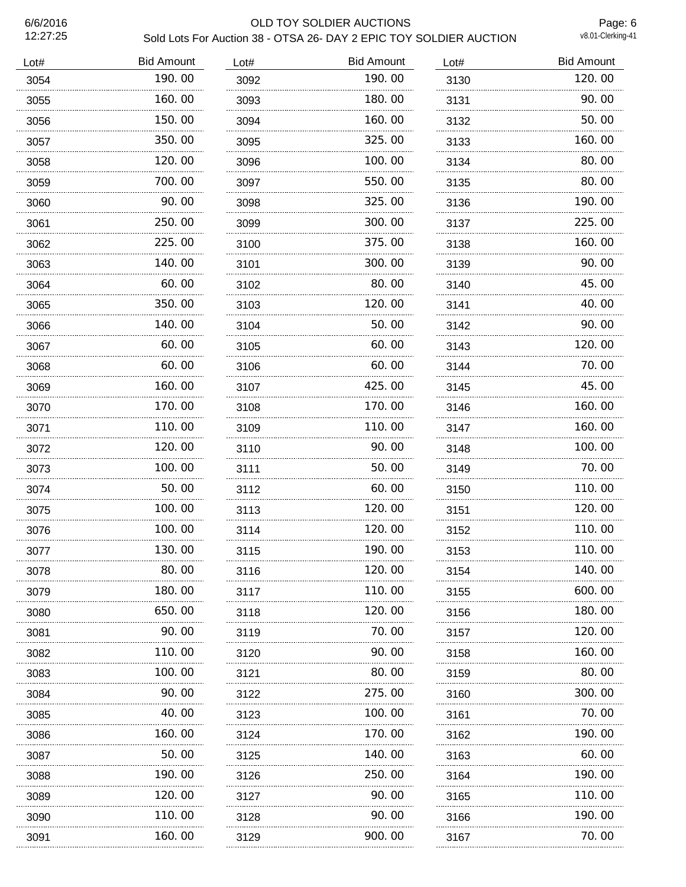# OLD TOY SOLDIER AUCTIONS

## Sold Lots For Auction 38 - OTSA 26- DAY 2 EPIC TOY SOLDIER AUCTION

| Lot# | Bid Amount |
|---|---|
| 3054 | 190. 00 |
| 3055 | 160. 00 |
| 3056 | 150. 00 |
| 3057 | 350. 00 |
| 3058 | 120. 00 |
| 3059 | 700. 00 |
| 3060 | 90. 00 |
| 3061 | 250. 00 |
| 3062 | 225. 00 |
| 3063 | 140. 00 |
| 3064 | 60. 00 |
| 3065 | 350. 00 |
| 3066 | 140. 00 |
| 3067 | 60. 00 |
| 3068 | 60. 00 |
| 3069 | 160. 00 |
| 3070 | 170. 00 |
| 3071 | 110. 00 |
| 3072 | 120. 00 |
| 3073 | 100. 00 |
| 3074 | 50. 00 |
| 3075 | 100. 00 |
| 3076 | 100. 00 |
| 3077 | 130. 00 |
| 3078 | 80. 00 |
| 3079 | 180. 00 |
| 3080 | 650. 00 |
| 3081 | 90. 00 |
| 3082 | 110. 00 |
| 3083 | 100. 00 |
| 3084 | 90. 00 |
| 3085 | 40. 00 |
| 3086 | 160. 00 |
| 3087 | 50. 00 |
| 3088 | 190. 00 |
| 3089 | 120. 00 |
| 3090 | 110. 00 |
| 3091 | 160. 00 |
| 3092 | 190. 00 |
| 3093 | 180. 00 |
| 3094 | 160. 00 |
| 3095 | 325. 00 |
| 3096 | 100. 00 |
| 3097 | 550. 00 |
| 3098 | 325. 00 |
| 3099 | 300. 00 |
| 3100 | 375. 00 |
| 3101 | 300. 00 |
| 3102 | 80. 00 |
| 3103 | 120. 00 |
| 3104 | 50. 00 |
| 3105 | 60. 00 |
| 3106 | 60. 00 |
| 3107 | 425. 00 |
| 3108 | 170. 00 |
| 3109 | 110. 00 |
| 3110 | 90. 00 |
| 3111 | 50. 00 |
| 3112 | 60. 00 |
| 3113 | 120. 00 |
| 3114 | 120. 00 |
| 3115 | 190. 00 |
| 3116 | 120. 00 |
| 3117 | 110. 00 |
| 3118 | 120. 00 |
| 3119 | 70. 00 |
| 3120 | 90. 00 |
| 3121 | 80. 00 |
| 3122 | 275. 00 |
| 3123 | 100. 00 |
| 3124 | 170. 00 |
| 3125 | 140. 00 |
| 3126 | 250. 00 |
| 3127 | 90. 00 |
| 3128 | 90. 00 |
| 3129 | 900. 00 |
| 3130 | 120. 00 |
| 3131 | 90. 00 |
| 3132 | 50. 00 |
| 3133 | 160. 00 |
| 3134 | 80. 00 |
| 3135 | 80. 00 |
| 3136 | 190. 00 |
| 3137 | 225. 00 |
| 3138 | 160. 00 |
| 3139 | 90. 00 |
| 3140 | 45. 00 |
| 3141 | 40. 00 |
| 3142 | 90. 00 |
| 3143 | 120. 00 |
| 3144 | 70. 00 |
| 3145 | 45. 00 |
| 3146 | 160. 00 |
| 3147 | 160. 00 |
| 3148 | 100. 00 |
| 3149 | 70. 00 |
| 3150 | 110. 00 |
| 3151 | 120. 00 |
| 3152 | 110. 00 |
| 3153 | 110. 00 |
| 3154 | 140. 00 |
| 3155 | 600. 00 |
| 3156 | 180. 00 |
| 3157 | 120. 00 |
| 3158 | 160. 00 |
| 3159 | 80. 00 |
| 3160 | 300. 00 |
| 3161 | 70. 00 |
| 3162 | 190. 00 |
| 3163 | 60. 00 |
| 3164 | 190. 00 |
| 3165 | 110. 00 |
| 3166 | 190. 00 |
| 3167 | 70. 00 |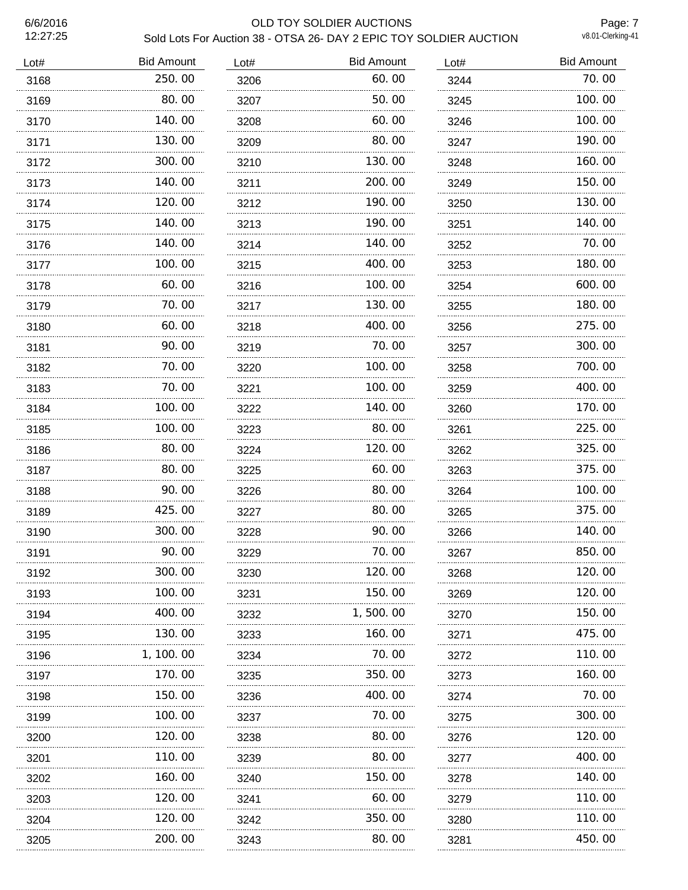# OLD TOY SOLDIER AUCTIONS

## Sold Lots For Auction 38 - OTSA 26- DAY 2 EPIC TOY SOLDIER AUCTION

| Lot# | Bid Amount |
|---|---|
| 3168 | 250.00 |
| 3169 | 80.00 |
| 3170 | 140.00 |
| 3171 | 130.00 |
| 3172 | 300.00 |
| 3173 | 140.00 |
| 3174 | 120.00 |
| 3175 | 140.00 |
| 3176 | 140.00 |
| 3177 | 100.00 |
| 3178 | 60.00 |
| 3179 | 70.00 |
| 3180 | 60.00 |
| 3181 | 90.00 |
| 3182 | 70.00 |
| 3183 | 70.00 |
| 3184 | 100.00 |
| 3185 | 100.00 |
| 3186 | 80.00 |
| 3187 | 80.00 |
| 3188 | 90.00 |
| 3189 | 425.00 |
| 3190 | 300.00 |
| 3191 | 90.00 |
| 3192 | 300.00 |
| 3193 | 100.00 |
| 3194 | 400.00 |
| 3195 | 130.00 |
| 3196 | 1,100.00 |
| 3197 | 170.00 |
| 3198 | 150.00 |
| 3199 | 100.00 |
| 3200 | 120.00 |
| 3201 | 110.00 |
| 3202 | 160.00 |
| 3203 | 120.00 |
| 3204 | 120.00 |
| 3205 | 200.00 |
| 3206 | 60.00 |
| 3207 | 50.00 |
| 3208 | 60.00 |
| 3209 | 80.00 |
| 3210 | 130.00 |
| 3211 | 200.00 |
| 3212 | 190.00 |
| 3213 | 190.00 |
| 3214 | 140.00 |
| 3215 | 400.00 |
| 3216 | 100.00 |
| 3217 | 130.00 |
| 3218 | 400.00 |
| 3219 | 70.00 |
| 3220 | 100.00 |
| 3221 | 100.00 |
| 3222 | 140.00 |
| 3223 | 80.00 |
| 3224 | 120.00 |
| 3225 | 60.00 |
| 3226 | 80.00 |
| 3227 | 80.00 |
| 3228 | 90.00 |
| 3229 | 70.00 |
| 3230 | 120.00 |
| 3231 | 150.00 |
| 3232 | 1,500.00 |
| 3233 | 160.00 |
| 3234 | 70.00 |
| 3235 | 350.00 |
| 3236 | 400.00 |
| 3237 | 70.00 |
| 3238 | 80.00 |
| 3239 | 80.00 |
| 3240 | 150.00 |
| 3241 | 60.00 |
| 3242 | 350.00 |
| 3243 | 80.00 |
| 3244 | 70.00 |
| 3245 | 100.00 |
| 3246 | 100.00 |
| 3247 | 190.00 |
| 3248 | 160.00 |
| 3249 | 150.00 |
| 3250 | 130.00 |
| 3251 | 140.00 |
| 3252 | 70.00 |
| 3253 | 180.00 |
| 3254 | 600.00 |
| 3255 | 180.00 |
| 3256 | 275.00 |
| 3257 | 300.00 |
| 3258 | 700.00 |
| 3259 | 400.00 |
| 3260 | 170.00 |
| 3261 | 225.00 |
| 3262 | 325.00 |
| 3263 | 375.00 |
| 3264 | 100.00 |
| 3265 | 375.00 |
| 3266 | 140.00 |
| 3267 | 850.00 |
| 3268 | 120.00 |
| 3269 | 120.00 |
| 3270 | 150.00 |
| 3271 | 475.00 |
| 3272 | 110.00 |
| 3273 | 160.00 |
| 3274 | 70.00 |
| 3275 | 300.00 |
| 3276 | 120.00 |
| 3277 | 400.00 |
| 3278 | 140.00 |
| 3279 | 110.00 |
| 3280 | 110.00 |
| 3281 | 450.00 |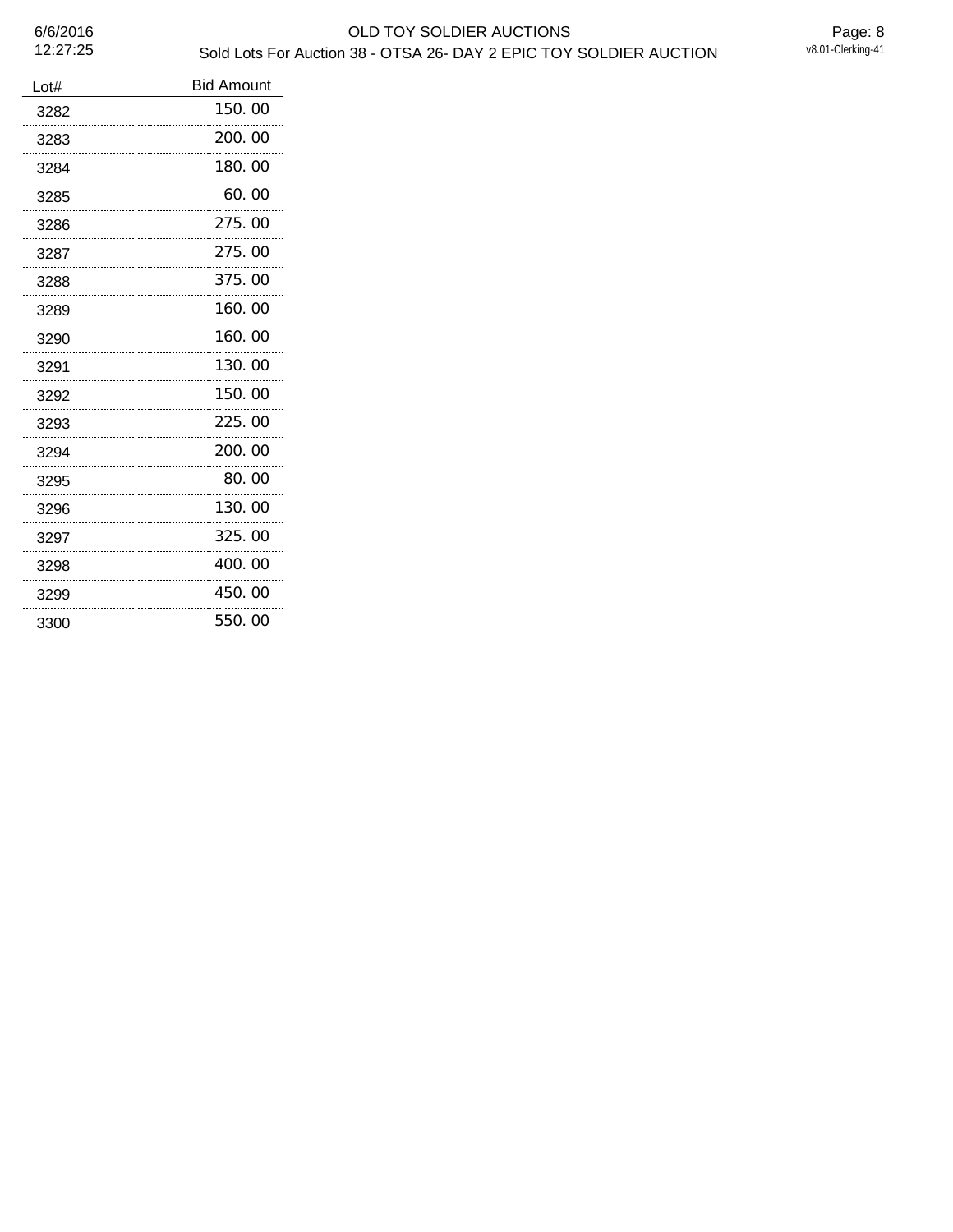| Lot# | Bid Amount |
|---|---|
| 3282 | 150.00 |
| 3283 | 200.00 |
| 3284 | 180.00 |
| 3285 | 60.00 |
| 3286 | 275.00 |
| 3287 | 275.00 |
| 3288 | 375.00 |
| 3289 | 160.00 |
| 3290 | 160.00 |
| 3291 | 130.00 |
| 3292 | 150.00 |
| 3293 | 225.00 |
| 3294 | 200.00 |
| 3295 | 80.00 |
| 3296 | 130.00 |
| 3297 | 325.00 |
| 3298 | 400.00 |
| 3299 | 450.00 |
| 3300 | 550.00 |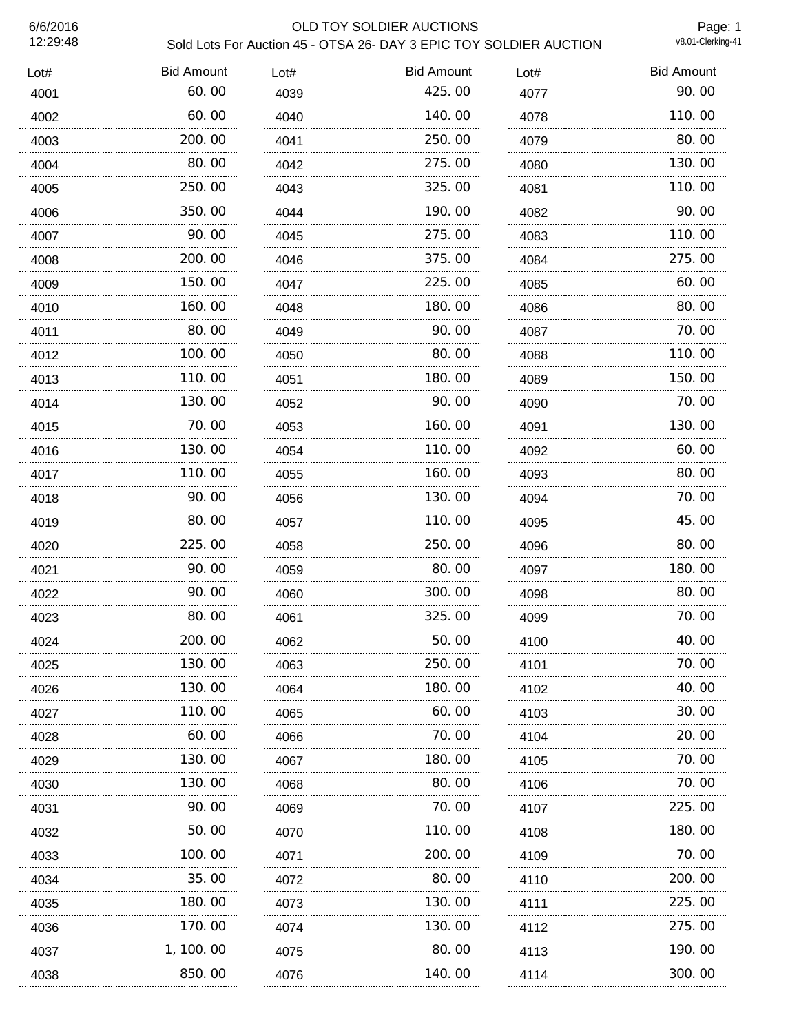# OLD TOY SOLDIER AUCTIONS

## Sold Lots For Auction 45 - OTSA 26- DAY 3 EPIC TOY SOLDIER AUCTION

6/6/2016 12:29:48

v8.01-Clerking-41

| Lot# | Bid Amount |
|---|---|
| 4001 | 60.00 |
| 4002 | 60.00 |
| 4003 | 200.00 |
| 4004 | 80.00 |
| 4005 | 250.00 |
| 4006 | 350.00 |
| 4007 | 90.00 |
| 4008 | 200.00 |
| 4009 | 150.00 |
| 4010 | 160.00 |
| 4011 | 80.00 |
| 4012 | 100.00 |
| 4013 | 110.00 |
| 4014 | 130.00 |
| 4015 | 70.00 |
| 4016 | 130.00 |
| 4017 | 110.00 |
| 4018 | 90.00 |
| 4019 | 80.00 |
| 4020 | 225.00 |
| 4021 | 90.00 |
| 4022 | 90.00 |
| 4023 | 80.00 |
| 4024 | 200.00 |
| 4025 | 130.00 |
| 4026 | 130.00 |
| 4027 | 110.00 |
| 4028 | 60.00 |
| 4029 | 130.00 |
| 4030 | 130.00 |
| 4031 | 90.00 |
| 4032 | 50.00 |
| 4033 | 100.00 |
| 4034 | 35.00 |
| 4035 | 180.00 |
| 4036 | 170.00 |
| 4037 | 1,100.00 |
| 4038 | 850.00 |
| 4039 | 425.00 |
| 4040 | 140.00 |
| 4041 | 250.00 |
| 4042 | 275.00 |
| 4043 | 325.00 |
| 4044 | 190.00 |
| 4045 | 275.00 |
| 4046 | 375.00 |
| 4047 | 225.00 |
| 4048 | 180.00 |
| 4049 | 90.00 |
| 4050 | 80.00 |
| 4051 | 180.00 |
| 4052 | 90.00 |
| 4053 | 160.00 |
| 4054 | 110.00 |
| 4055 | 160.00 |
| 4056 | 130.00 |
| 4057 | 110.00 |
| 4058 | 250.00 |
| 4059 | 80.00 |
| 4060 | 300.00 |
| 4061 | 325.00 |
| 4062 | 50.00 |
| 4063 | 250.00 |
| 4064 | 180.00 |
| 4065 | 60.00 |
| 4066 | 70.00 |
| 4067 | 180.00 |
| 4068 | 80.00 |
| 4069 | 70.00 |
| 4070 | 110.00 |
| 4071 | 200.00 |
| 4072 | 80.00 |
| 4073 | 130.00 |
| 4074 | 130.00 |
| 4075 | 80.00 |
| 4076 | 140.00 |
| 4077 | 90.00 |
| 4078 | 110.00 |
| 4079 | 80.00 |
| 4080 | 130.00 |
| 4081 | 110.00 |
| 4082 | 90.00 |
| 4083 | 110.00 |
| 4084 | 275.00 |
| 4085 | 60.00 |
| 4086 | 80.00 |
| 4087 | 70.00 |
| 4088 | 110.00 |
| 4089 | 150.00 |
| 4090 | 70.00 |
| 4091 | 130.00 |
| 4092 | 60.00 |
| 4093 | 80.00 |
| 4094 | 70.00 |
| 4095 | 45.00 |
| 4096 | 80.00 |
| 4097 | 180.00 |
| 4098 | 80.00 |
| 4099 | 70.00 |
| 4100 | 40.00 |
| 4101 | 70.00 |
| 4102 | 40.00 |
| 4103 | 30.00 |
| 4104 | 20.00 |
| 4105 | 70.00 |
| 4106 | 70.00 |
| 4107 | 225.00 |
| 4108 | 180.00 |
| 4109 | 70.00 |
| 4110 | 200.00 |
| 4111 | 225.00 |
| 4112 | 275.00 |
| 4113 | 190.00 |
| 4114 | 300.00 |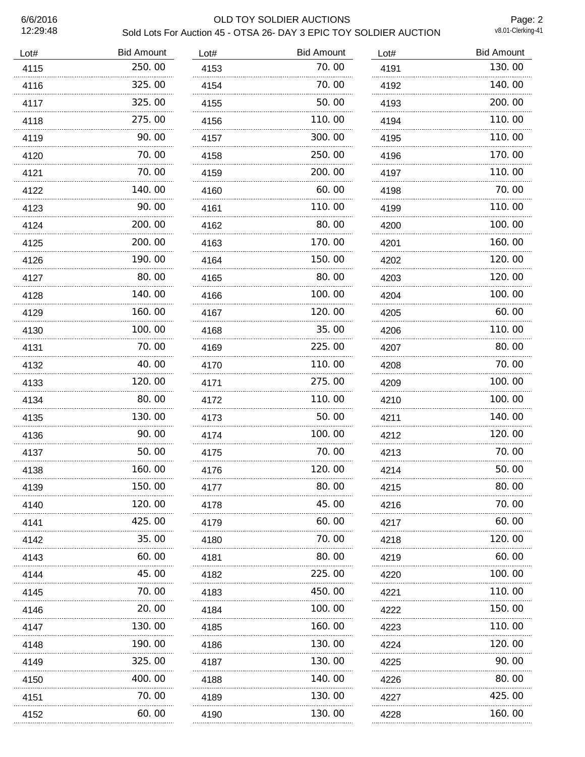# OLD TOY SOLDIER AUCTIONS

Sold Lots For Auction 45 - OTSA 26- DAY 3 EPIC TOY SOLDIER AUCTION

6/6/2016 12:29:48

v8.01-Clerking-41

| Lot# | Bid Amount | Lot# | Bid Amount | Lot# | Bid Amount |
|---|---|---|---|---|---|
| 4115 | 250.00 | 4153 | 70.00 | 4191 | 130.00 |
| 4116 | 325.00 | 4154 | 70.00 | 4192 | 140.00 |
| 4117 | 325.00 | 4155 | 50.00 | 4193 | 200.00 |
| 4118 | 275.00 | 4156 | 110.00 | 4194 | 110.00 |
| 4119 | 90.00 | 4157 | 300.00 | 4195 | 110.00 |
| 4120 | 70.00 | 4158 | 250.00 | 4196 | 170.00 |
| 4121 | 70.00 | 4159 | 200.00 | 4197 | 110.00 |
| 4122 | 140.00 | 4160 | 60.00 | 4198 | 70.00 |
| 4123 | 90.00 | 4161 | 110.00 | 4199 | 110.00 |
| 4124 | 200.00 | 4162 | 80.00 | 4200 | 100.00 |
| 4125 | 200.00 | 4163 | 170.00 | 4201 | 160.00 |
| 4126 | 190.00 | 4164 | 150.00 | 4202 | 120.00 |
| 4127 | 80.00 | 4165 | 80.00 | 4203 | 120.00 |
| 4128 | 140.00 | 4166 | 100.00 | 4204 | 100.00 |
| 4129 | 160.00 | 4167 | 120.00 | 4205 | 60.00 |
| 4130 | 100.00 | 4168 | 35.00 | 4206 | 110.00 |
| 4131 | 70.00 | 4169 | 225.00 | 4207 | 80.00 |
| 4132 | 40.00 | 4170 | 110.00 | 4208 | 70.00 |
| 4133 | 120.00 | 4171 | 275.00 | 4209 | 100.00 |
| 4134 | 80.00 | 4172 | 110.00 | 4210 | 100.00 |
| 4135 | 130.00 | 4173 | 50.00 | 4211 | 140.00 |
| 4136 | 90.00 | 4174 | 100.00 | 4212 | 120.00 |
| 4137 | 50.00 | 4175 | 70.00 | 4213 | 70.00 |
| 4138 | 160.00 | 4176 | 120.00 | 4214 | 50.00 |
| 4139 | 150.00 | 4177 | 80.00 | 4215 | 80.00 |
| 4140 | 120.00 | 4178 | 45.00 | 4216 | 70.00 |
| 4141 | 425.00 | 4179 | 60.00 | 4217 | 60.00 |
| 4142 | 35.00 | 4180 | 70.00 | 4218 | 120.00 |
| 4143 | 60.00 | 4181 | 80.00 | 4219 | 60.00 |
| 4144 | 45.00 | 4182 | 225.00 | 4220 | 100.00 |
| 4145 | 70.00 | 4183 | 450.00 | 4221 | 110.00 |
| 4146 | 20.00 | 4184 | 100.00 | 4222 | 150.00 |
| 4147 | 130.00 | 4185 | 160.00 | 4223 | 110.00 |
| 4148 | 190.00 | 4186 | 130.00 | 4224 | 120.00 |
| 4149 | 325.00 | 4187 | 130.00 | 4225 | 90.00 |
| 4150 | 400.00 | 4188 | 140.00 | 4226 | 80.00 |
| 4151 | 70.00 | 4189 | 130.00 | 4227 | 425.00 |
| 4152 | 60.00 | 4190 | 130.00 | 4228 | 160.00 |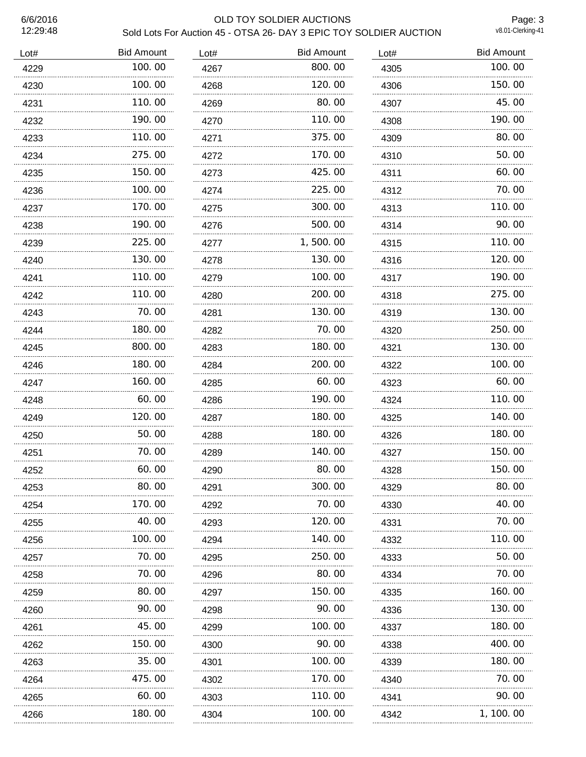# OLD TOY SOLDIER AUCTIONS

## Sold Lots For Auction 45 - OTSA 26- DAY 3 EPIC TOY SOLDIER AUCTION

6/6/2016
12:29:48

| Lot# | Bid Amount |
|---|---|
| 4229 | 100.00 |
| 4230 | 100.00 |
| 4231 | 110.00 |
| 4232 | 190.00 |
| 4233 | 110.00 |
| 4234 | 275.00 |
| 4235 | 150.00 |
| 4236 | 100.00 |
| 4237 | 170.00 |
| 4238 | 190.00 |
| 4239 | 225.00 |
| 4240 | 130.00 |
| 4241 | 110.00 |
| 4242 | 110.00 |
| 4243 | 70.00 |
| 4244 | 180.00 |
| 4245 | 800.00 |
| 4246 | 180.00 |
| 4247 | 160.00 |
| 4248 | 60.00 |
| 4249 | 120.00 |
| 4250 | 50.00 |
| 4251 | 70.00 |
| 4252 | 60.00 |
| 4253 | 80.00 |
| 4254 | 170.00 |
| 4255 | 40.00 |
| 4256 | 100.00 |
| 4257 | 70.00 |
| 4258 | 70.00 |
| 4259 | 80.00 |
| 4260 | 90.00 |
| 4261 | 45.00 |
| 4262 | 150.00 |
| 4263 | 35.00 |
| 4264 | 475.00 |
| 4265 | 60.00 |
| 4266 | 180.00 |
| 4267 | 800.00 |
| 4268 | 120.00 |
| 4269 | 80.00 |
| 4270 | 110.00 |
| 4271 | 375.00 |
| 4272 | 170.00 |
| 4273 | 425.00 |
| 4274 | 225.00 |
| 4275 | 300.00 |
| 4276 | 500.00 |
| 4277 | 1,500.00 |
| 4278 | 130.00 |
| 4279 | 100.00 |
| 4280 | 200.00 |
| 4281 | 130.00 |
| 4282 | 70.00 |
| 4283 | 180.00 |
| 4284 | 200.00 |
| 4285 | 60.00 |
| 4286 | 190.00 |
| 4287 | 180.00 |
| 4288 | 180.00 |
| 4289 | 140.00 |
| 4290 | 80.00 |
| 4291 | 300.00 |
| 4292 | 70.00 |
| 4293 | 120.00 |
| 4294 | 140.00 |
| 4295 | 250.00 |
| 4296 | 80.00 |
| 4297 | 150.00 |
| 4298 | 90.00 |
| 4299 | 100.00 |
| 4300 | 90.00 |
| 4301 | 100.00 |
| 4302 | 170.00 |
| 4303 | 110.00 |
| 4304 | 100.00 |
| 4305 | 100.00 |
| 4306 | 150.00 |
| 4307 | 45.00 |
| 4308 | 190.00 |
| 4309 | 80.00 |
| 4310 | 50.00 |
| 4311 | 60.00 |
| 4312 | 70.00 |
| 4313 | 110.00 |
| 4314 | 90.00 |
| 4315 | 110.00 |
| 4316 | 120.00 |
| 4317 | 190.00 |
| 4318 | 275.00 |
| 4319 | 130.00 |
| 4320 | 250.00 |
| 4321 | 130.00 |
| 4322 | 100.00 |
| 4323 | 60.00 |
| 4324 | 110.00 |
| 4325 | 140.00 |
| 4326 | 180.00 |
| 4327 | 150.00 |
| 4328 | 150.00 |
| 4329 | 80.00 |
| 4330 | 40.00 |
| 4331 | 70.00 |
| 4332 | 110.00 |
| 4333 | 50.00 |
| 4334 | 70.00 |
| 4335 | 160.00 |
| 4336 | 130.00 |
| 4337 | 180.00 |
| 4338 | 400.00 |
| 4339 | 180.00 |
| 4340 | 70.00 |
| 4341 | 90.00 |
| 4342 | 1,100.00 |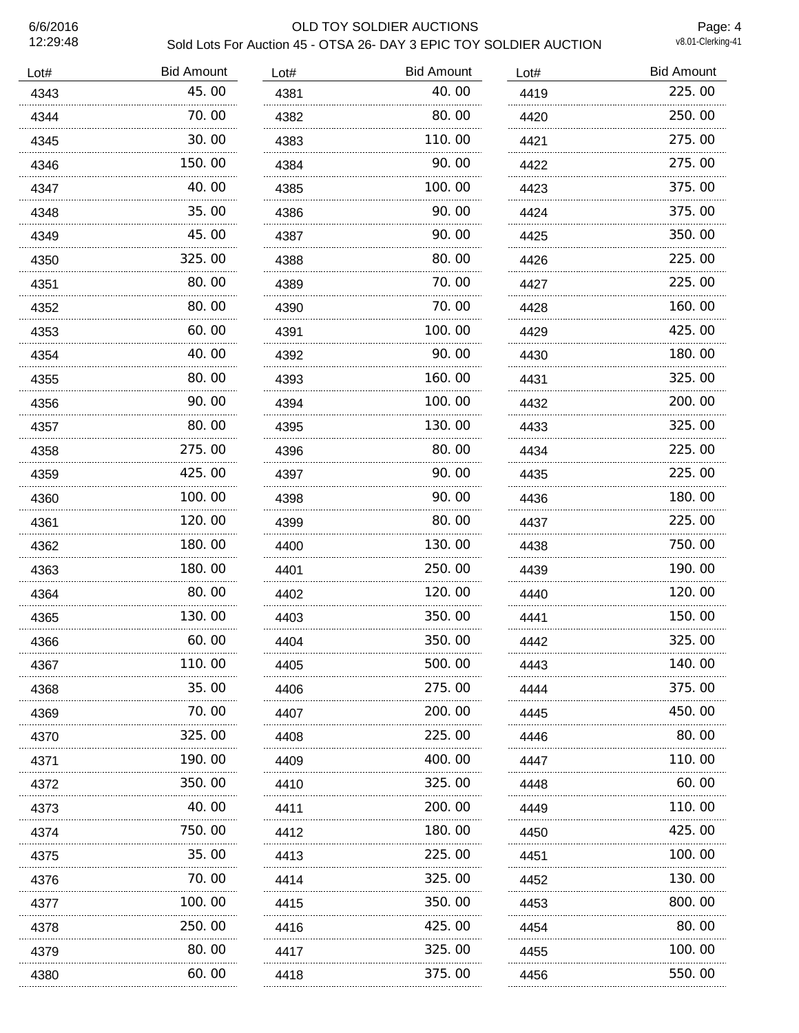# OLD TOY SOLDIER AUCTIONS

## Sold Lots For Auction 45 - OTSA 26- DAY 3 EPIC TOY SOLDIER AUCTION

| Lot# | Bid Amount |
|---|---|
| 4343 | 45.00 |
| 4344 | 70.00 |
| 4345 | 30.00 |
| 4346 | 150.00 |
| 4347 | 40.00 |
| 4348 | 35.00 |
| 4349 | 45.00 |
| 4350 | 325.00 |
| 4351 | 80.00 |
| 4352 | 80.00 |
| 4353 | 60.00 |
| 4354 | 40.00 |
| 4355 | 80.00 |
| 4356 | 90.00 |
| 4357 | 80.00 |
| 4358 | 275.00 |
| 4359 | 425.00 |
| 4360 | 100.00 |
| 4361 | 120.00 |
| 4362 | 180.00 |
| 4363 | 180.00 |
| 4364 | 80.00 |
| 4365 | 130.00 |
| 4366 | 60.00 |
| 4367 | 110.00 |
| 4368 | 35.00 |
| 4369 | 70.00 |
| 4370 | 325.00 |
| 4371 | 190.00 |
| 4372 | 350.00 |
| 4373 | 40.00 |
| 4374 | 750.00 |
| 4375 | 35.00 |
| 4376 | 70.00 |
| 4377 | 100.00 |
| 4378 | 250.00 |
| 4379 | 80.00 |
| 4380 | 60.00 |
| 4381 | 40.00 |
| 4382 | 80.00 |
| 4383 | 110.00 |
| 4384 | 90.00 |
| 4385 | 100.00 |
| 4386 | 90.00 |
| 4387 | 90.00 |
| 4388 | 80.00 |
| 4389 | 70.00 |
| 4390 | 70.00 |
| 4391 | 100.00 |
| 4392 | 90.00 |
| 4393 | 160.00 |
| 4394 | 100.00 |
| 4395 | 130.00 |
| 4396 | 80.00 |
| 4397 | 90.00 |
| 4398 | 90.00 |
| 4399 | 80.00 |
| 4400 | 130.00 |
| 4401 | 250.00 |
| 4402 | 120.00 |
| 4403 | 350.00 |
| 4404 | 350.00 |
| 4405 | 500.00 |
| 4406 | 275.00 |
| 4407 | 200.00 |
| 4408 | 225.00 |
| 4409 | 400.00 |
| 4410 | 325.00 |
| 4411 | 200.00 |
| 4412 | 180.00 |
| 4413 | 225.00 |
| 4414 | 325.00 |
| 4415 | 350.00 |
| 4416 | 425.00 |
| 4417 | 325.00 |
| 4418 | 375.00 |
| 4419 | 225.00 |
| 4420 | 250.00 |
| 4421 | 275.00 |
| 4422 | 275.00 |
| 4423 | 375.00 |
| 4424 | 375.00 |
| 4425 | 350.00 |
| 4426 | 225.00 |
| 4427 | 225.00 |
| 4428 | 160.00 |
| 4429 | 425.00 |
| 4430 | 180.00 |
| 4431 | 325.00 |
| 4432 | 200.00 |
| 4433 | 325.00 |
| 4434 | 225.00 |
| 4435 | 225.00 |
| 4436 | 180.00 |
| 4437 | 225.00 |
| 4438 | 750.00 |
| 4439 | 190.00 |
| 4440 | 120.00 |
| 4441 | 150.00 |
| 4442 | 325.00 |
| 4443 | 140.00 |
| 4444 | 375.00 |
| 4445 | 450.00 |
| 4446 | 80.00 |
| 4447 | 110.00 |
| 4448 | 60.00 |
| 4449 | 110.00 |
| 4450 | 425.00 |
| 4451 | 100.00 |
| 4452 | 130.00 |
| 4453 | 800.00 |
| 4454 | 80.00 |
| 4455 | 100.00 |
| 4456 | 550.00 |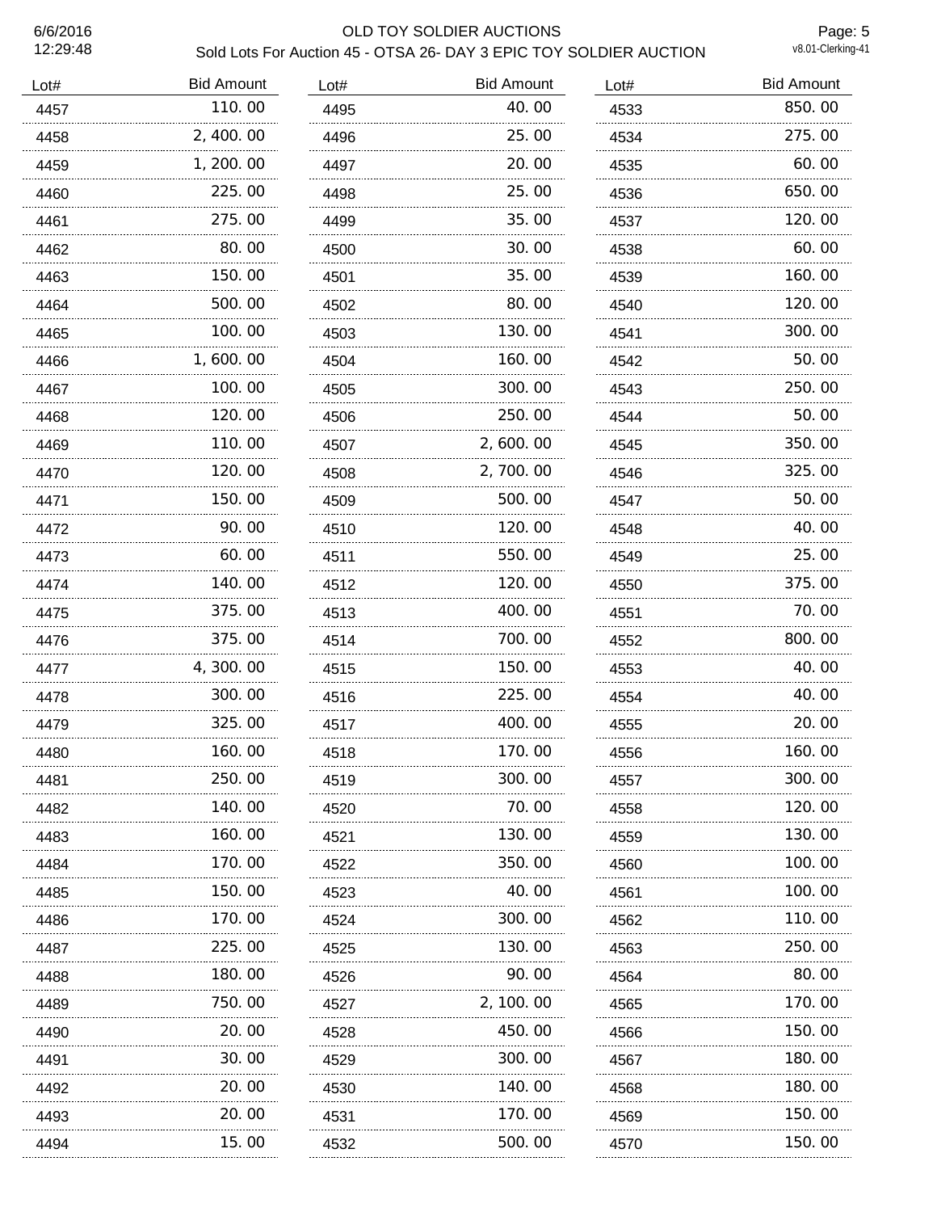# OLD TOY SOLDIER AUCTIONS

Sold Lots For Auction 45 - OTSA 26- DAY 3 EPIC TOY SOLDIER AUCTION

| Lot# | Bid Amount |
|---|---|
| 4457 | 110.00 |
| 4458 | 2,400.00 |
| 4459 | 1,200.00 |
| 4460 | 225.00 |
| 4461 | 275.00 |
| 4462 | 80.00 |
| 4463 | 150.00 |
| 4464 | 500.00 |
| 4465 | 100.00 |
| 4466 | 1,600.00 |
| 4467 | 100.00 |
| 4468 | 120.00 |
| 4469 | 110.00 |
| 4470 | 120.00 |
| 4471 | 150.00 |
| 4472 | 90.00 |
| 4473 | 60.00 |
| 4474 | 140.00 |
| 4475 | 375.00 |
| 4476 | 375.00 |
| 4477 | 4,300.00 |
| 4478 | 300.00 |
| 4479 | 325.00 |
| 4480 | 160.00 |
| 4481 | 250.00 |
| 4482 | 140.00 |
| 4483 | 160.00 |
| 4484 | 170.00 |
| 4485 | 150.00 |
| 4486 | 170.00 |
| 4487 | 225.00 |
| 4488 | 180.00 |
| 4489 | 750.00 |
| 4490 | 20.00 |
| 4491 | 30.00 |
| 4492 | 20.00 |
| 4493 | 20.00 |
| 4494 | 15.00 |
| 4495 | 40.00 |
| 4496 | 25.00 |
| 4497 | 20.00 |
| 4498 | 25.00 |
| 4499 | 35.00 |
| 4500 | 30.00 |
| 4501 | 35.00 |
| 4502 | 80.00 |
| 4503 | 130.00 |
| 4504 | 160.00 |
| 4505 | 300.00 |
| 4506 | 250.00 |
| 4507 | 2,600.00 |
| 4508 | 2,700.00 |
| 4509 | 500.00 |
| 4510 | 120.00 |
| 4511 | 550.00 |
| 4512 | 120.00 |
| 4513 | 400.00 |
| 4514 | 700.00 |
| 4515 | 150.00 |
| 4516 | 225.00 |
| 4517 | 400.00 |
| 4518 | 170.00 |
| 4519 | 300.00 |
| 4520 | 70.00 |
| 4521 | 130.00 |
| 4522 | 350.00 |
| 4523 | 40.00 |
| 4524 | 300.00 |
| 4525 | 130.00 |
| 4526 | 90.00 |
| 4527 | 2,100.00 |
| 4528 | 450.00 |
| 4529 | 300.00 |
| 4530 | 140.00 |
| 4531 | 170.00 |
| 4532 | 500.00 |
| 4533 | 850.00 |
| 4534 | 275.00 |
| 4535 | 60.00 |
| 4536 | 650.00 |
| 4537 | 120.00 |
| 4538 | 60.00 |
| 4539 | 160.00 |
| 4540 | 120.00 |
| 4541 | 300.00 |
| 4542 | 50.00 |
| 4543 | 250.00 |
| 4544 | 50.00 |
| 4545 | 350.00 |
| 4546 | 325.00 |
| 4547 | 50.00 |
| 4548 | 40.00 |
| 4549 | 25.00 |
| 4550 | 375.00 |
| 4551 | 70.00 |
| 4552 | 800.00 |
| 4553 | 40.00 |
| 4554 | 40.00 |
| 4555 | 20.00 |
| 4556 | 160.00 |
| 4557 | 300.00 |
| 4558 | 120.00 |
| 4559 | 130.00 |
| 4560 | 100.00 |
| 4561 | 100.00 |
| 4562 | 110.00 |
| 4563 | 250.00 |
| 4564 | 80.00 |
| 4565 | 170.00 |
| 4566 | 150.00 |
| 4567 | 180.00 |
| 4568 | 180.00 |
| 4569 | 150.00 |
| 4570 | 150.00 |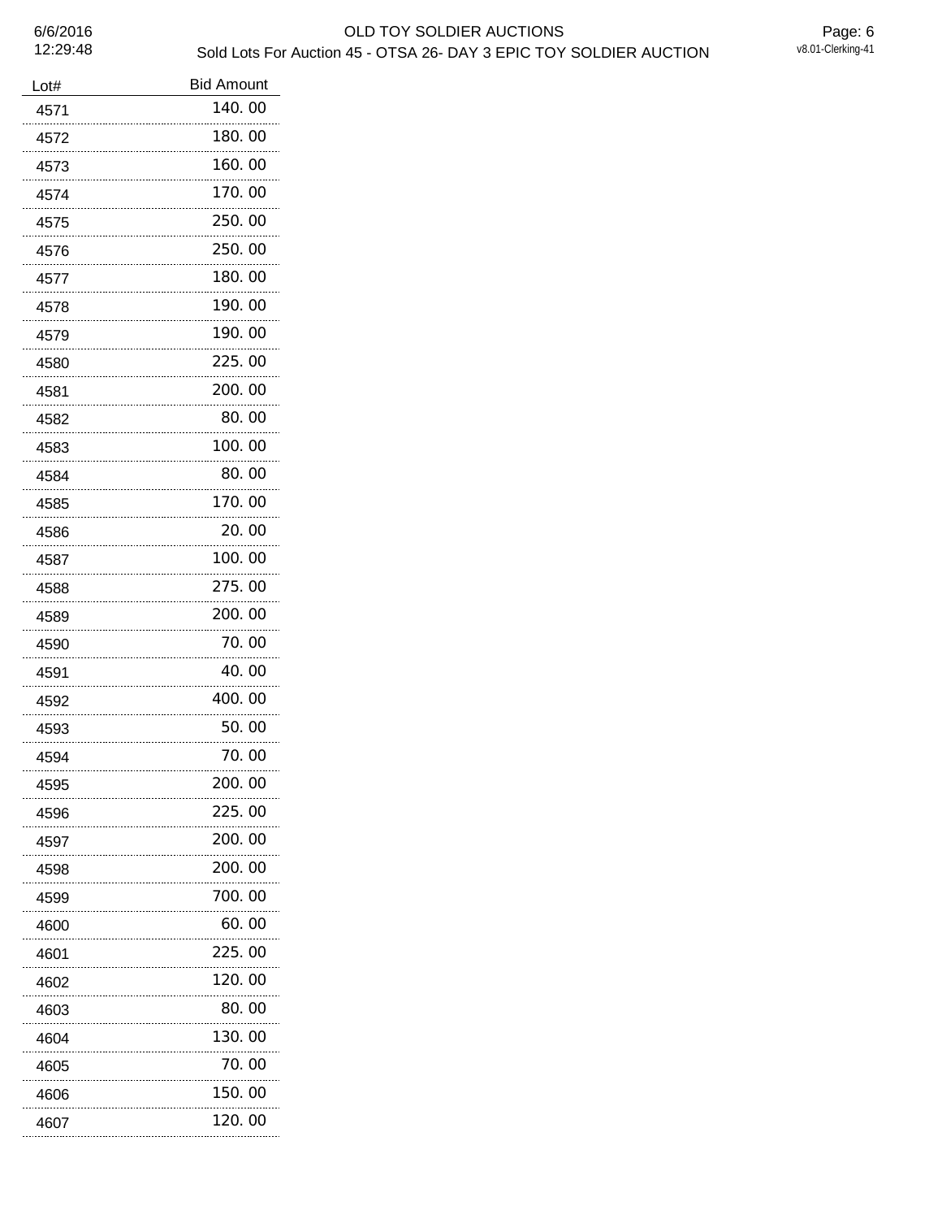| Lot# | Bid Amount |
|---|---|
| 4571 | 140.00 |
| 4572 | 180.00 |
| 4573 | 160.00 |
| 4574 | 170.00 |
| 4575 | 250.00 |
| 4576 | 250.00 |
| 4577 | 180.00 |
| 4578 | 190.00 |
| 4579 | 190.00 |
| 4580 | 225.00 |
| 4581 | 200.00 |
| 4582 | 80.00 |
| 4583 | 100.00 |
| 4584 | 80.00 |
| 4585 | 170.00 |
| 4586 | 20.00 |
| 4587 | 100.00 |
| 4588 | 275.00 |
| 4589 | 200.00 |
| 4590 | 70.00 |
| 4591 | 40.00 |
| 4592 | 400.00 |
| 4593 | 50.00 |
| 4594 | 70.00 |
| 4595 | 200.00 |
| 4596 | 225.00 |
| 4597 | 200.00 |
| 4598 | 200.00 |
| 4599 | 700.00 |
| 4600 | 60.00 |
| 4601 | 225.00 |
| 4602 | 120.00 |
| 4603 | 80.00 |
| 4604 | 130.00 |
| 4605 | 70.00 |
| 4606 | 150.00 |
| 4607 | 120.00 |